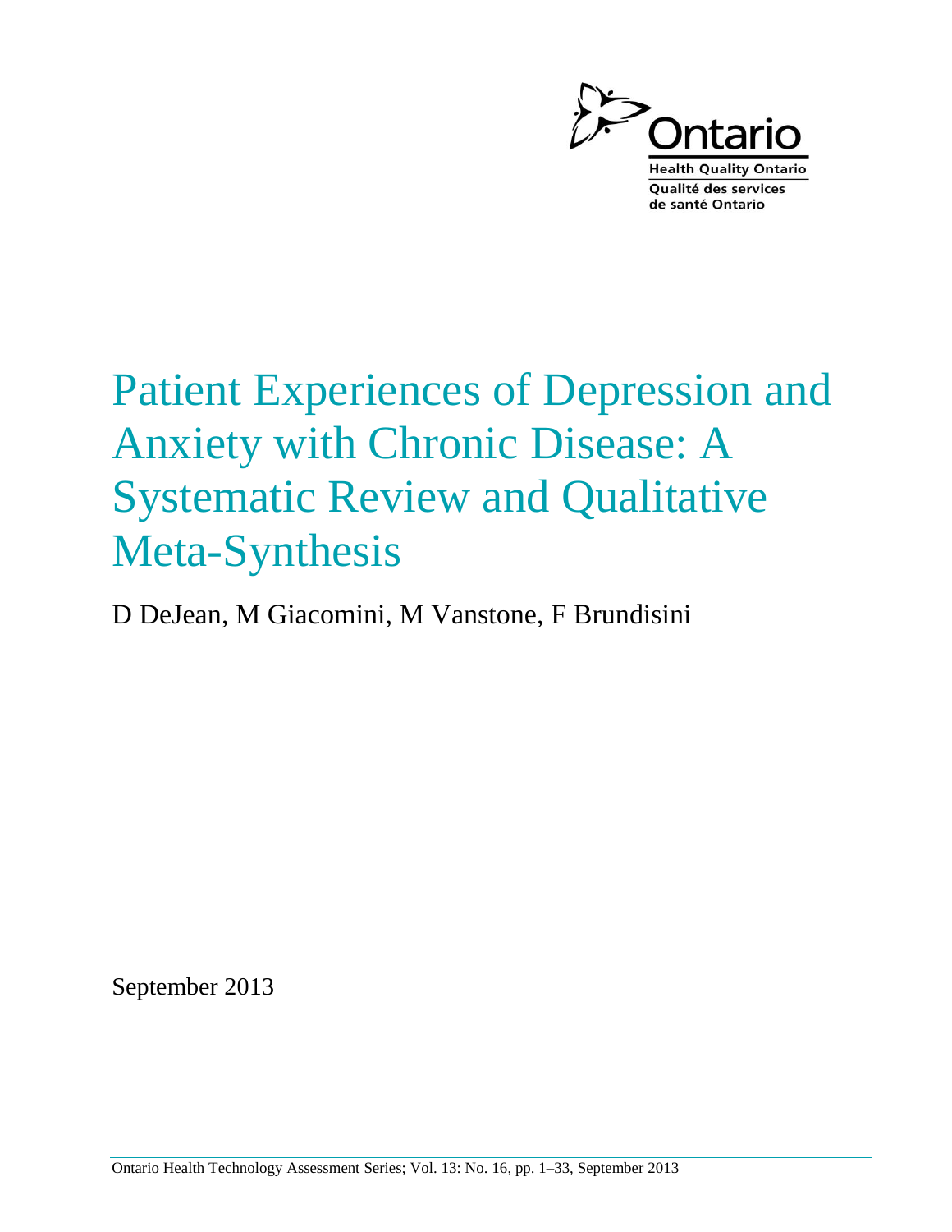Ontario

Health Quality Ontario

Qualité des services de santé Ontario

# Patient Experiences of Depression and Anxiety with Chronic Disease: A Systematic Review and Qualitative Meta-Synthesis

D DeJean, M Giacomini, M Vanstone, F Brundisini

September 2013

Ontario Health Technology Assessment Series; Vol. 13: No. 16, pp. 1–33, September 2013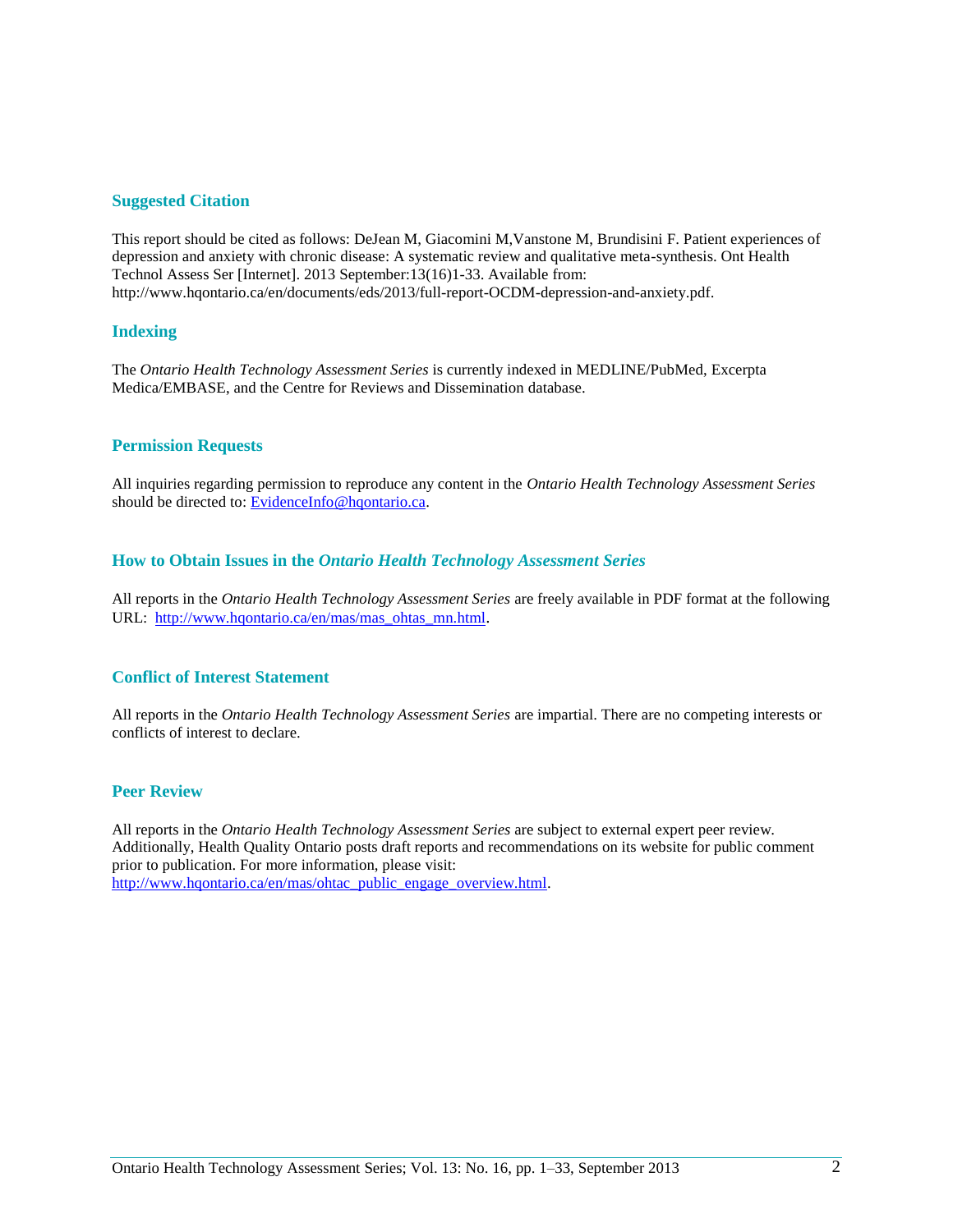## Suggested Citation

This report should be cited as follows: DeJean M, Giacomini M,Vanstone M, Brundisini F. Patient experiences of depression and anxiety with chronic disease: A systematic review and qualitative meta-synthesis. Ont Health Technol Assess Ser [Internet]. 2013 September:13(16)1-33. Available from: http://www.hqontario.ca/en/documents/eds/2013/full-report-OCDM-depression-and-anxiety.pdf.

## Indexing

The *Ontario Health Technology Assessment Series* is currently indexed in MEDLINE/PubMed, Excerpta Medica/EMBASE, and the Centre for Reviews and Dissemination database.

## Permission Requests

All inquiries regarding permission to reproduce any content in the *Ontario Health Technology Assessment Series* should be directed to: EvidenceInfo@hqontario.ca.

## How to Obtain Issues in the *Ontario Health Technology Assessment Series*

All reports in the *Ontario Health Technology Assessment Series* are freely available in PDF format at the following URL: http://www.hqontario.ca/en/mas/mas_ohtas_mn.html.

## Conflict of Interest Statement

All reports in the *Ontario Health Technology Assessment Series* are impartial. There are no competing interests or conflicts of interest to declare.

## Peer Review

All reports in the *Ontario Health Technology Assessment Series* are subject to external expert peer review. Additionally, Health Quality Ontario posts draft reports and recommendations on its website for public comment prior to publication. For more information, please visit: http://www.hqontario.ca/en/mas/ohtac_public_engage_overview.html.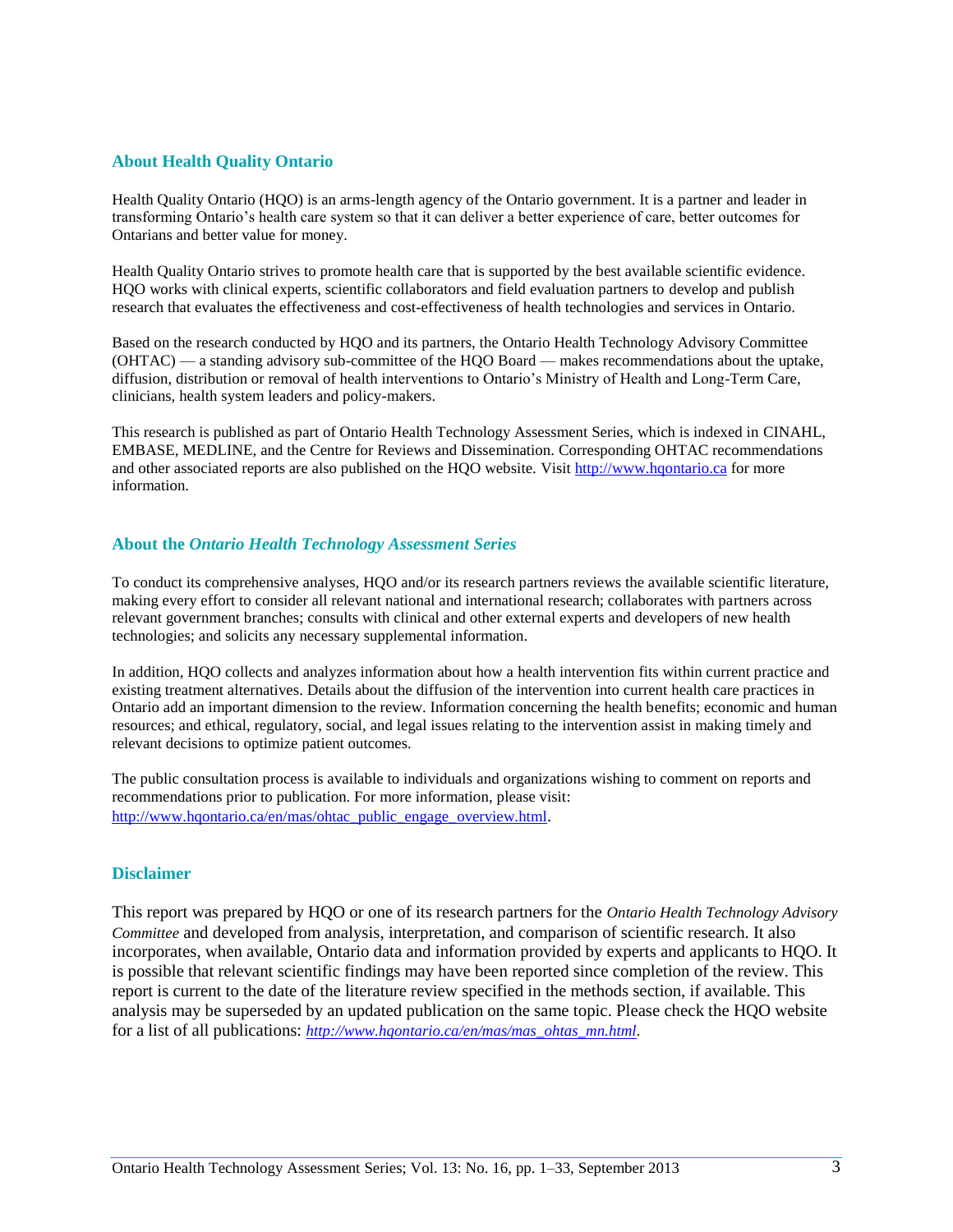## About Health Quality Ontario

Health Quality Ontario (HQO) is an arms-length agency of the Ontario government. It is a partner and leader in transforming Ontario's health care system so that it can deliver a better experience of care, better outcomes for Ontarians and better value for money.

Health Quality Ontario strives to promote health care that is supported by the best available scientific evidence. HQO works with clinical experts, scientific collaborators and field evaluation partners to develop and publish research that evaluates the effectiveness and cost-effectiveness of health technologies and services in Ontario.

Based on the research conducted by HQO and its partners, the Ontario Health Technology Advisory Committee (OHTAC) — a standing advisory sub-committee of the HQO Board — makes recommendations about the uptake, diffusion, distribution or removal of health interventions to Ontario's Ministry of Health and Long-Term Care, clinicians, health system leaders and policy-makers.

This research is published as part of Ontario Health Technology Assessment Series, which is indexed in CINAHL, EMBASE, MEDLINE, and the Centre for Reviews and Dissemination. Corresponding OHTAC recommendations and other associated reports are also published on the HQO website. Visit http://www.hqontario.ca for more information.

## About the *Ontario Health Technology Assessment Series*

To conduct its comprehensive analyses, HQO and/or its research partners reviews the available scientific literature, making every effort to consider all relevant national and international research; collaborates with partners across relevant government branches; consults with clinical and other external experts and developers of new health technologies; and solicits any necessary supplemental information.

In addition, HQO collects and analyzes information about how a health intervention fits within current practice and existing treatment alternatives. Details about the diffusion of the intervention into current health care practices in Ontario add an important dimension to the review. Information concerning the health benefits; economic and human resources; and ethical, regulatory, social, and legal issues relating to the intervention assist in making timely and relevant decisions to optimize patient outcomes.

The public consultation process is available to individuals and organizations wishing to comment on reports and recommendations prior to publication. For more information, please visit: http://www.hqontario.ca/en/mas/ohtac_public_engage_overview.html.

## Disclaimer

This report was prepared by HQO or one of its research partners for the *Ontario Health Technology Advisory Committee* and developed from analysis, interpretation, and comparison of scientific research. It also incorporates, when available, Ontario data and information provided by experts and applicants to HQO. It is possible that relevant scientific findings may have been reported since completion of the review. This report is current to the date of the literature review specified in the methods section, if available. This analysis may be superseded by an updated publication on the same topic. Please check the HQO website for a list of all publications: *http://www.hqontario.ca/en/mas/mas_ohtas_mn.html*.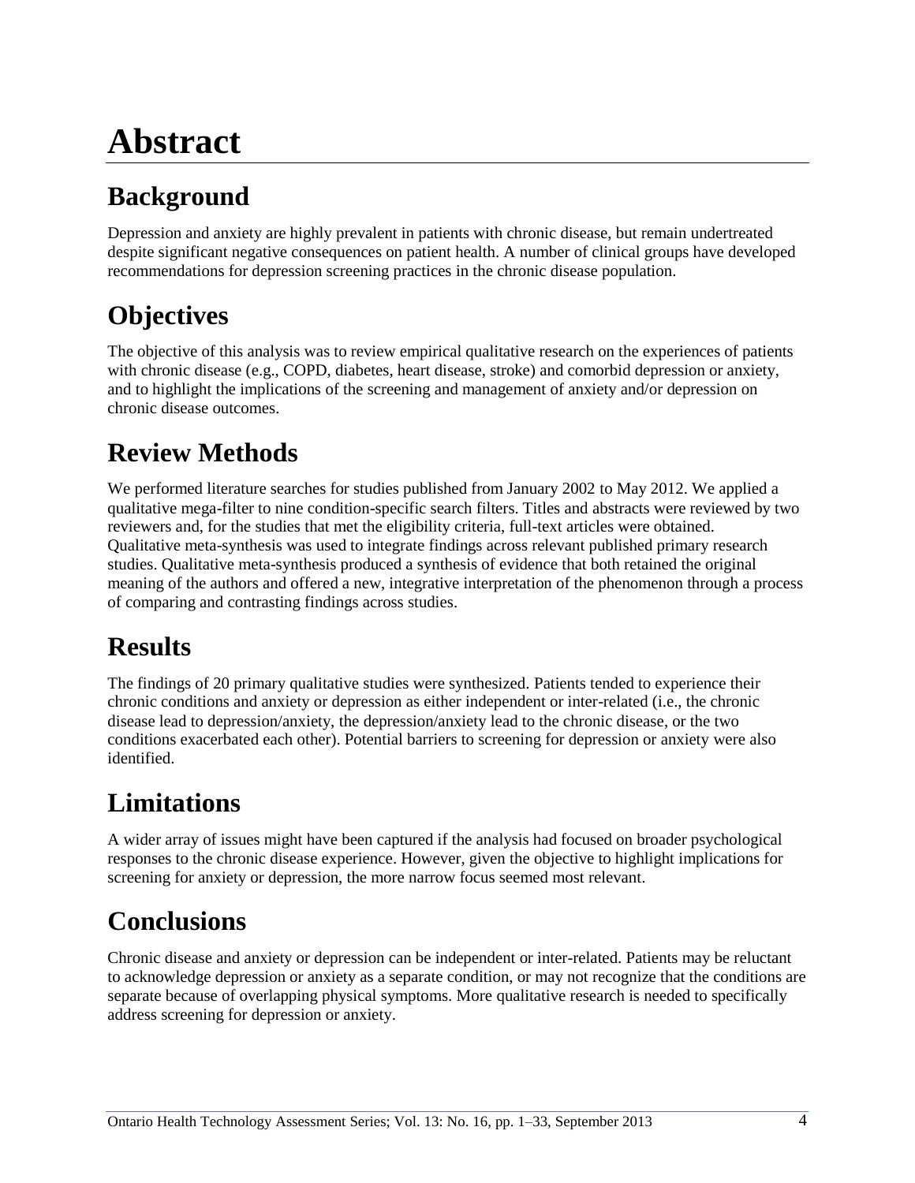# Abstract

## Background

Depression and anxiety are highly prevalent in patients with chronic disease, but remain undertreated despite significant negative consequences on patient health. A number of clinical groups have developed recommendations for depression screening practices in the chronic disease population.

## Objectives

The objective of this analysis was to review empirical qualitative research on the experiences of patients with chronic disease (e.g., COPD, diabetes, heart disease, stroke) and comorbid depression or anxiety, and to highlight the implications of the screening and management of anxiety and/or depression on chronic disease outcomes.

## Review Methods

We performed literature searches for studies published from January 2002 to May 2012. We applied a qualitative mega-filter to nine condition-specific search filters. Titles and abstracts were reviewed by two reviewers and, for the studies that met the eligibility criteria, full-text articles were obtained. Qualitative meta-synthesis was used to integrate findings across relevant published primary research studies. Qualitative meta-synthesis produced a synthesis of evidence that both retained the original meaning of the authors and offered a new, integrative interpretation of the phenomenon through a process of comparing and contrasting findings across studies.

## Results

The findings of 20 primary qualitative studies were synthesized. Patients tended to experience their chronic conditions and anxiety or depression as either independent or inter-related (i.e., the chronic disease lead to depression/anxiety, the depression/anxiety lead to the chronic disease, or the two conditions exacerbated each other). Potential barriers to screening for depression or anxiety were also identified.

## Limitations

A wider array of issues might have been captured if the analysis had focused on broader psychological responses to the chronic disease experience. However, given the objective to highlight implications for screening for anxiety or depression, the more narrow focus seemed most relevant.

## Conclusions

Chronic disease and anxiety or depression can be independent or inter-related. Patients may be reluctant to acknowledge depression or anxiety as a separate condition, or may not recognize that the conditions are separate because of overlapping physical symptoms. More qualitative research is needed to specifically address screening for depression or anxiety.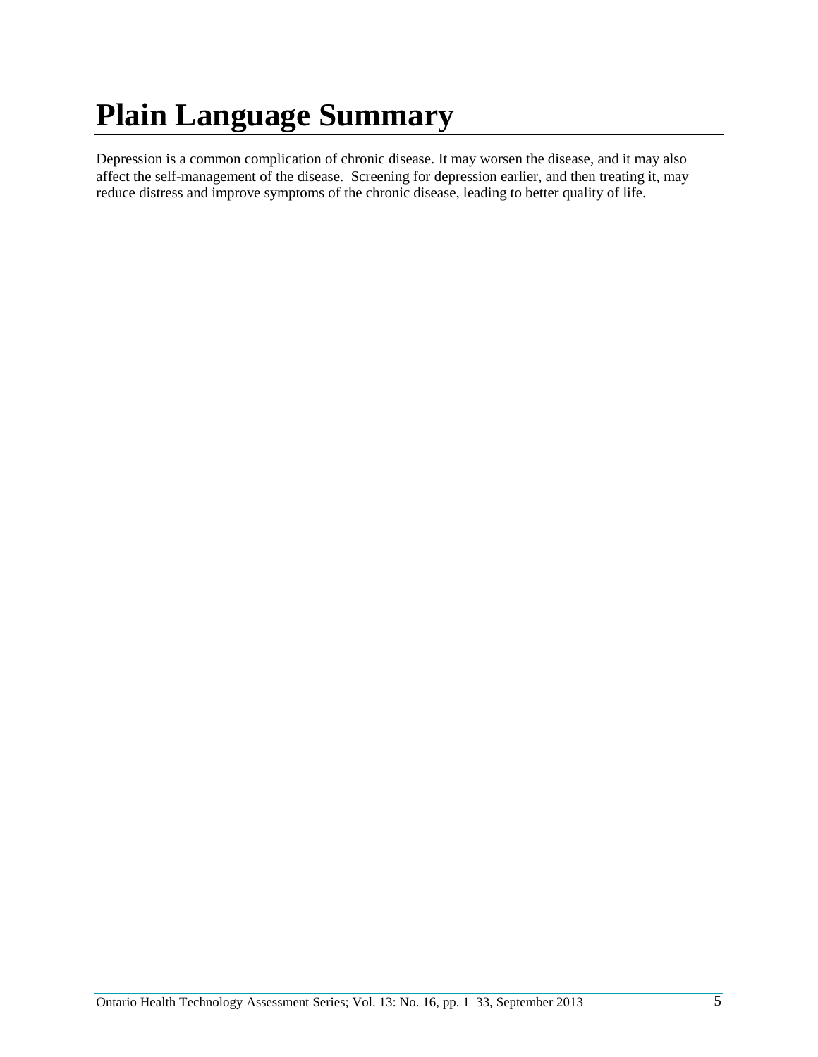# Plain Language Summary

Depression is a common complication of chronic disease. It may worsen the disease, and it may also affect the self-management of the disease. Screening for depression earlier, and then treating it, may reduce distress and improve symptoms of the chronic disease, leading to better quality of life.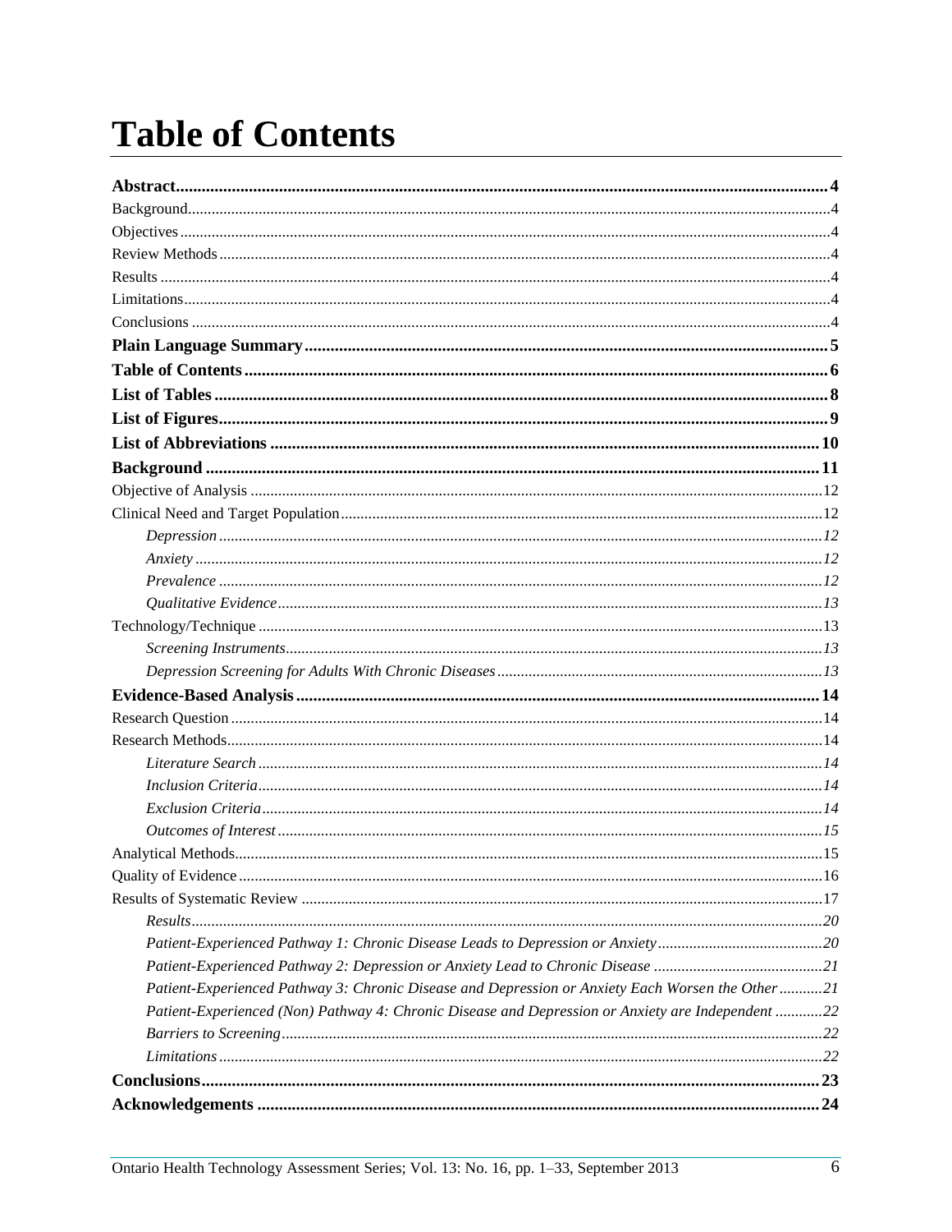# Table of Contents

**Abstract** .......... **4**
Background .......... 4
Objectives .......... 4
Review Methods .......... 4
Results .......... 4
Limitations .......... 4
Conclusions .......... 4
**Plain Language Summary** .......... **5**
**Table of Contents** .......... **6**
**List of Tables** .......... **8**
**List of Figures** .......... **9**
**List of Abbreviations** .......... **10**
**Background** .......... **11**
Objective of Analysis .......... 12
Clinical Need and Target Population .......... 12
*Depression* .......... *12*
*Anxiety* .......... *12*
*Prevalence* .......... *12*
*Qualitative Evidence* .......... *13*
Technology/Technique .......... 13
*Screening Instruments* .......... *13*
*Depression Screening for Adults With Chronic Diseases* .......... *13*
**Evidence-Based Analysis** .......... **14**
Research Question .......... 14
Research Methods .......... 14
*Literature Search* .......... *14*
*Inclusion Criteria* .......... *14*
*Exclusion Criteria* .......... *14*
*Outcomes of Interest* .......... *15*
Analytical Methods .......... 15
Quality of Evidence .......... 16
Results of Systematic Review .......... 17
*Results* .......... *20*
*Patient-Experienced Pathway 1: Chronic Disease Leads to Depression or Anxiety* .......... *20*
*Patient-Experienced Pathway 2: Depression or Anxiety Lead to Chronic Disease* .......... *21*
*Patient-Experienced Pathway 3: Chronic Disease and Depression or Anxiety Each Worsen the Other* .......... *21*
*Patient-Experienced (Non) Pathway 4: Chronic Disease and Depression or Anxiety are Independent* .......... *22*
*Barriers to Screening* .......... *22*
*Limitations* .......... *22*
**Conclusions** .......... **23**
**Acknowledgements** .......... **24**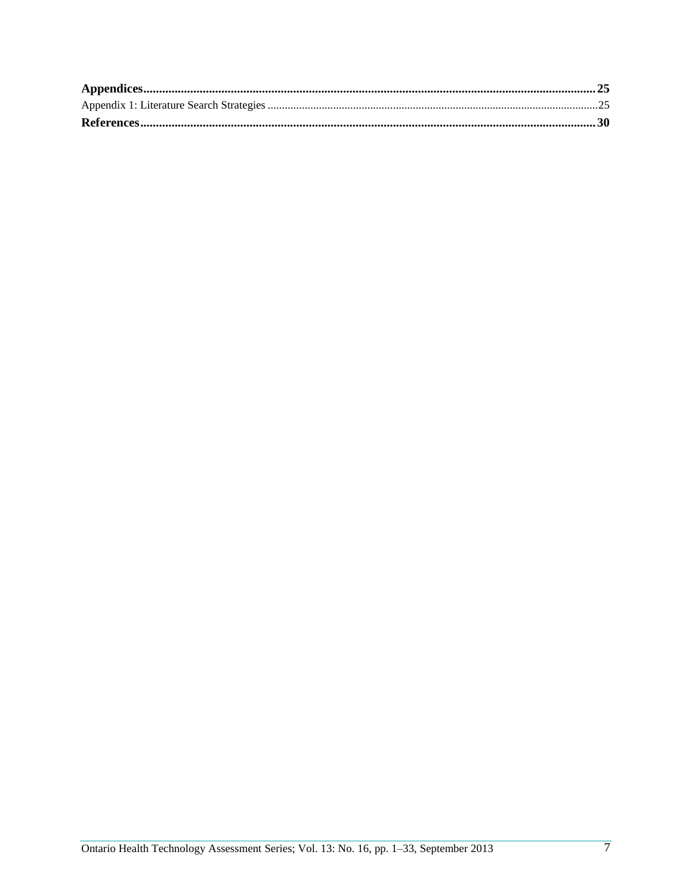**Appendices....................................................................................................................................................25**

Appendix 1: Literature Search Strategies ....................................................................................................................25

**References....................................................................................................................................................30**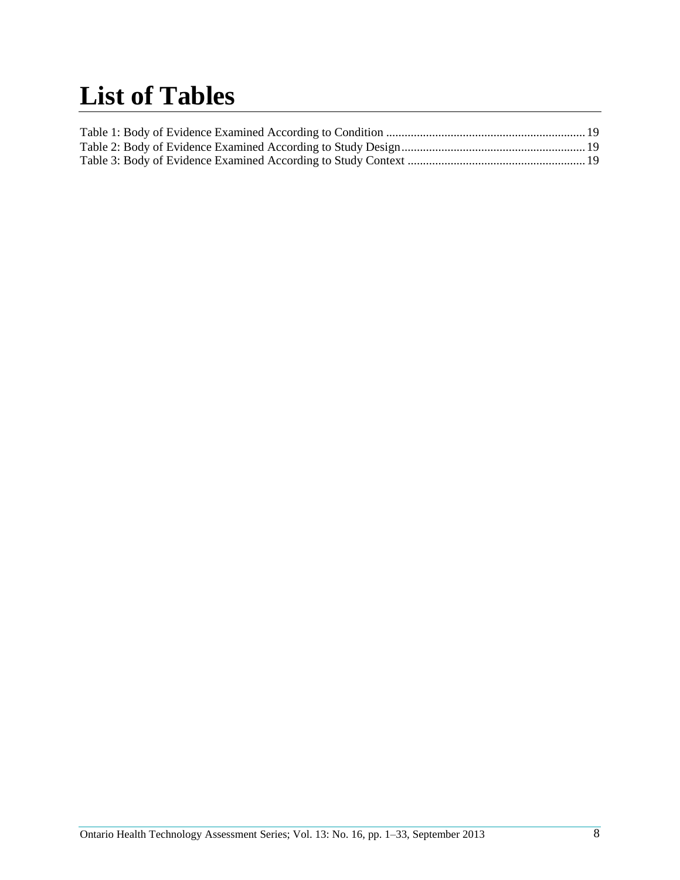# List of Tables

Table 1: Body of Evidence Examined According to Condition ................................................................. 19
Table 2: Body of Evidence Examined According to Study Design............................................................ 19
Table 3: Body of Evidence Examined According to Study Context .......................................................... 19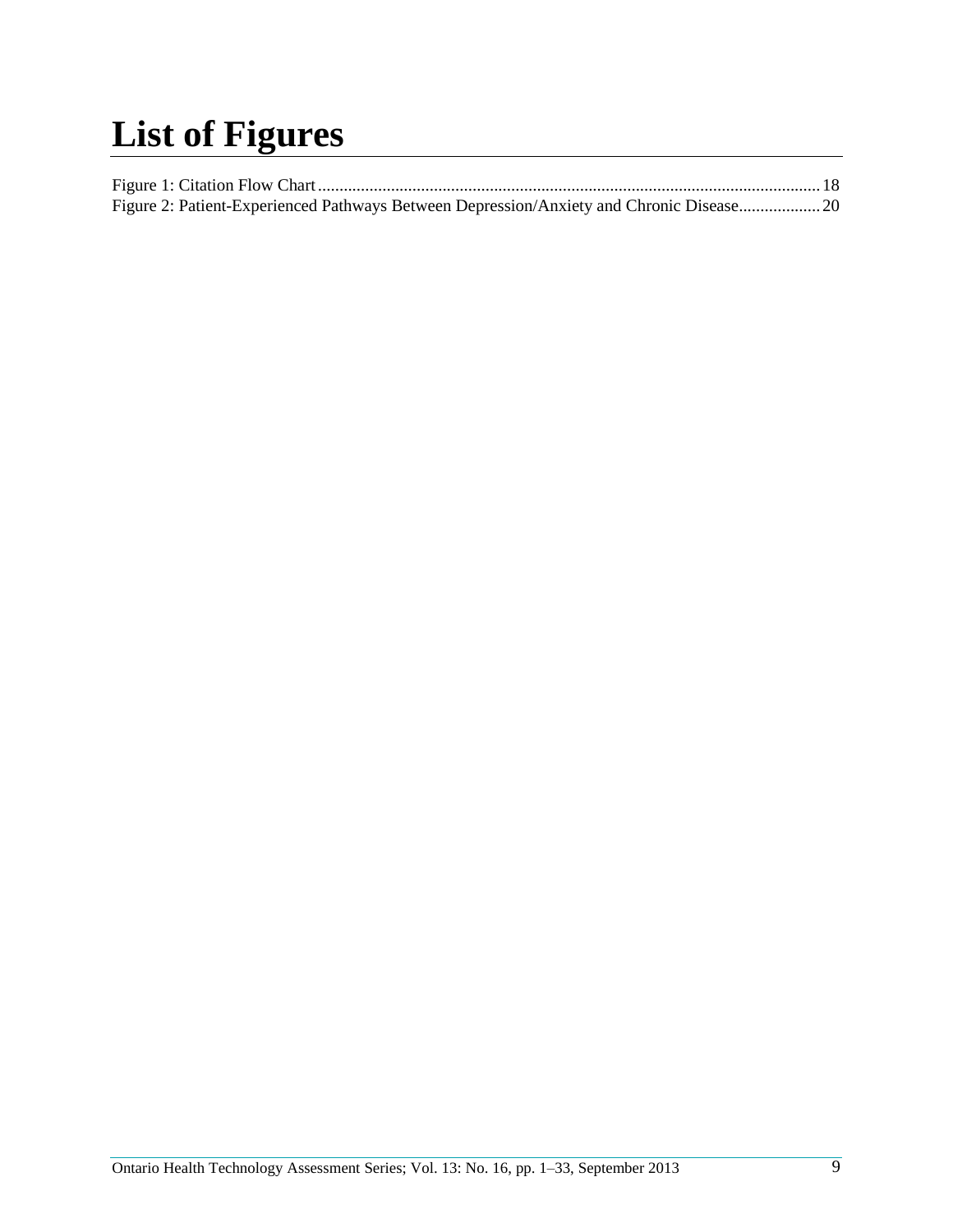# List of Figures

Figure 1: Citation Flow Chart .......... 18
Figure 2: Patient-Experienced Pathways Between Depression/Anxiety and Chronic Disease .......... 20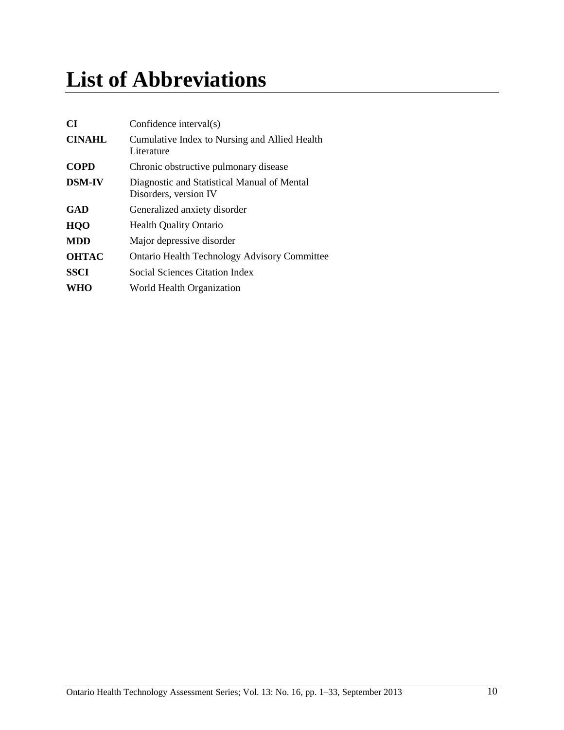# List of Abbreviations

| | |
|---|---|
| **CI** | Confidence interval(s) |
| **CINAHL** | Cumulative Index to Nursing and Allied Health Literature |
| **COPD** | Chronic obstructive pulmonary disease |
| **DSM-IV** | Diagnostic and Statistical Manual of Mental Disorders, version IV |
| **GAD** | Generalized anxiety disorder |
| **HQO** | Health Quality Ontario |
| **MDD** | Major depressive disorder |
| **OHTAC** | Ontario Health Technology Advisory Committee |
| **SSCI** | Social Sciences Citation Index |
| **WHO** | World Health Organization |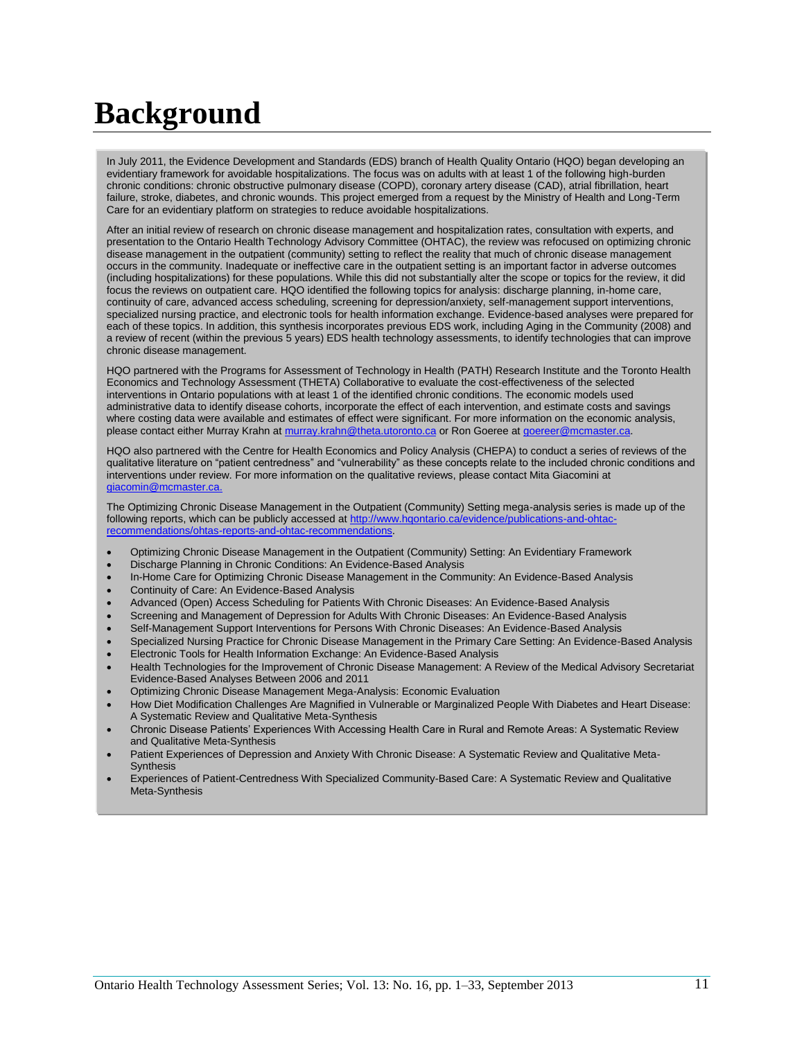# Background

In July 2011, the Evidence Development and Standards (EDS) branch of Health Quality Ontario (HQO) began developing an evidentiary framework for avoidable hospitalizations. The focus was on adults with at least 1 of the following high-burden chronic conditions: chronic obstructive pulmonary disease (COPD), coronary artery disease (CAD), atrial fibrillation, heart failure, stroke, diabetes, and chronic wounds. This project emerged from a request by the Ministry of Health and Long-Term Care for an evidentiary platform on strategies to reduce avoidable hospitalizations.

After an initial review of research on chronic disease management and hospitalization rates, consultation with experts, and presentation to the Ontario Health Technology Advisory Committee (OHTAC), the review was refocused on optimizing chronic disease management in the outpatient (community) setting to reflect the reality that much of chronic disease management occurs in the community. Inadequate or ineffective care in the outpatient setting is an important factor in adverse outcomes (including hospitalizations) for these populations. While this did not substantially alter the scope or topics for the review, it did focus the reviews on outpatient care. HQO identified the following topics for analysis: discharge planning, in-home care, continuity of care, advanced access scheduling, screening for depression/anxiety, self-management support interventions, specialized nursing practice, and electronic tools for health information exchange. Evidence-based analyses were prepared for each of these topics. In addition, this synthesis incorporates previous EDS work, including Aging in the Community (2008) and a review of recent (within the previous 5 years) EDS health technology assessments, to identify technologies that can improve chronic disease management.

HQO partnered with the Programs for Assessment of Technology in Health (PATH) Research Institute and the Toronto Health Economics and Technology Assessment (THETA) Collaborative to evaluate the cost-effectiveness of the selected interventions in Ontario populations with at least 1 of the identified chronic conditions. The economic models used administrative data to identify disease cohorts, incorporate the effect of each intervention, and estimate costs and savings where costing data were available and estimates of effect were significant. For more information on the economic analysis, please contact either Murray Krahn at murray.krahn@theta.utoronto.ca or Ron Goeree at goereer@mcmaster.ca.

HQO also partnered with the Centre for Health Economics and Policy Analysis (CHEPA) to conduct a series of reviews of the qualitative literature on "patient centredness" and "vulnerability" as these concepts relate to the included chronic conditions and interventions under review. For more information on the qualitative reviews, please contact Mita Giacomini at giacomin@mcmaster.ca.

The Optimizing Chronic Disease Management in the Outpatient (Community) Setting mega-analysis series is made up of the following reports, which can be publicly accessed at http://www.hqontario.ca/evidence/publications-and-ohtac-recommendations/ohtas-reports-and-ohtac-recommendations.

- Optimizing Chronic Disease Management in the Outpatient (Community) Setting: An Evidentiary Framework
- Discharge Planning in Chronic Conditions: An Evidence-Based Analysis
- In-Home Care for Optimizing Chronic Disease Management in the Community: An Evidence-Based Analysis
- Continuity of Care: An Evidence-Based Analysis
- Advanced (Open) Access Scheduling for Patients With Chronic Diseases: An Evidence-Based Analysis
- Screening and Management of Depression for Adults With Chronic Diseases: An Evidence-Based Analysis
- Self-Management Support Interventions for Persons With Chronic Diseases: An Evidence-Based Analysis
- Specialized Nursing Practice for Chronic Disease Management in the Primary Care Setting: An Evidence-Based Analysis
- Electronic Tools for Health Information Exchange: An Evidence-Based Analysis
- Health Technologies for the Improvement of Chronic Disease Management: A Review of the Medical Advisory Secretariat Evidence-Based Analyses Between 2006 and 2011
- Optimizing Chronic Disease Management Mega-Analysis: Economic Evaluation
- How Diet Modification Challenges Are Magnified in Vulnerable or Marginalized People With Diabetes and Heart Disease: A Systematic Review and Qualitative Meta-Synthesis
- Chronic Disease Patients' Experiences With Accessing Health Care in Rural and Remote Areas: A Systematic Review and Qualitative Meta-Synthesis
- Patient Experiences of Depression and Anxiety With Chronic Disease: A Systematic Review and Qualitative Meta-Synthesis
- Experiences of Patient-Centredness With Specialized Community-Based Care: A Systematic Review and Qualitative Meta-Synthesis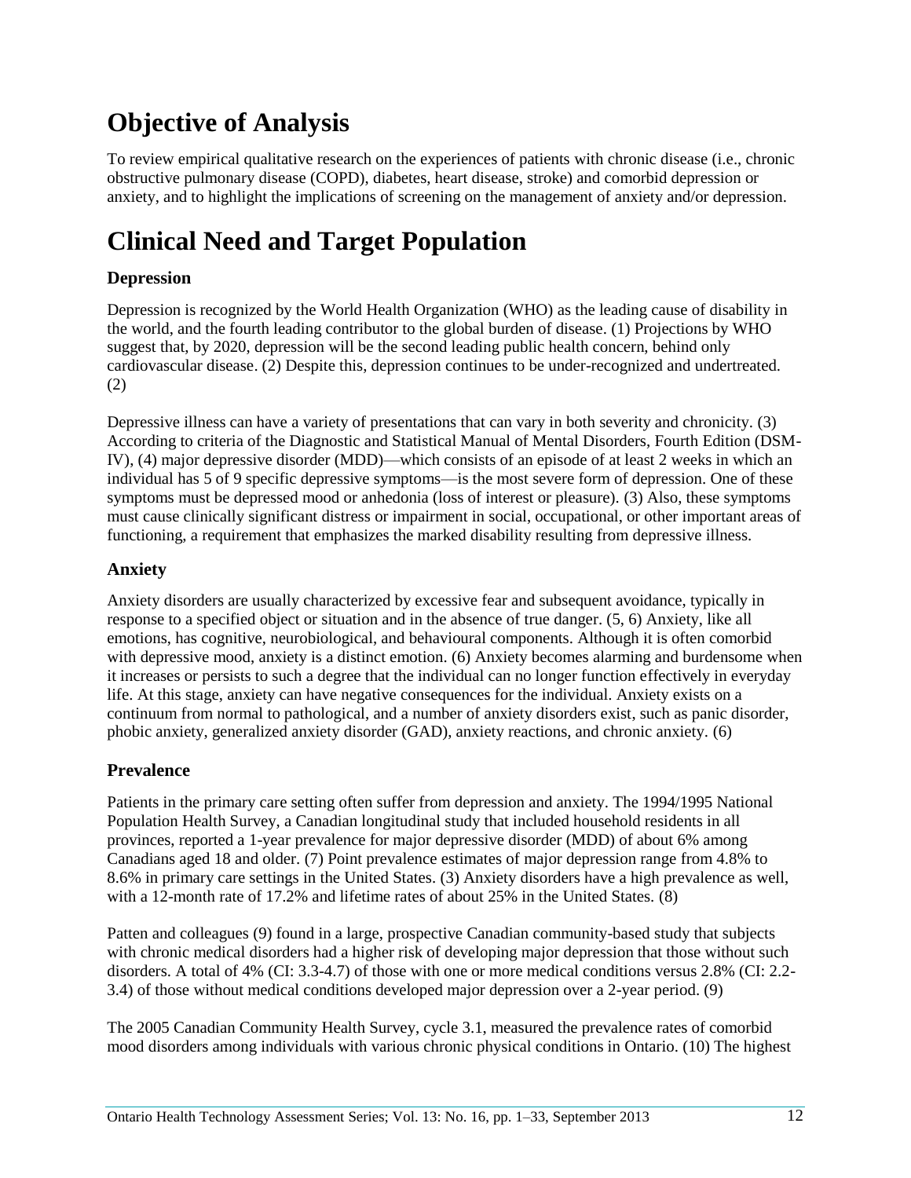# Objective of Analysis

To review empirical qualitative research on the experiences of patients with chronic disease (i.e., chronic obstructive pulmonary disease (COPD), diabetes, heart disease, stroke) and comorbid depression or anxiety, and to highlight the implications of screening on the management of anxiety and/or depression.

# Clinical Need and Target Population

### Depression

Depression is recognized by the World Health Organization (WHO) as the leading cause of disability in the world, and the fourth leading contributor to the global burden of disease. (1) Projections by WHO suggest that, by 2020, depression will be the second leading public health concern, behind only cardiovascular disease. (2) Despite this, depression continues to be under-recognized and undertreated. (2)

Depressive illness can have a variety of presentations that can vary in both severity and chronicity. (3) According to criteria of the Diagnostic and Statistical Manual of Mental Disorders, Fourth Edition (DSM-IV), (4) major depressive disorder (MDD)—which consists of an episode of at least 2 weeks in which an individual has 5 of 9 specific depressive symptoms—is the most severe form of depression. One of these symptoms must be depressed mood or anhedonia (loss of interest or pleasure). (3) Also, these symptoms must cause clinically significant distress or impairment in social, occupational, or other important areas of functioning, a requirement that emphasizes the marked disability resulting from depressive illness.

### Anxiety

Anxiety disorders are usually characterized by excessive fear and subsequent avoidance, typically in response to a specified object or situation and in the absence of true danger. (5, 6) Anxiety, like all emotions, has cognitive, neurobiological, and behavioural components. Although it is often comorbid with depressive mood, anxiety is a distinct emotion. (6) Anxiety becomes alarming and burdensome when it increases or persists to such a degree that the individual can no longer function effectively in everyday life. At this stage, anxiety can have negative consequences for the individual. Anxiety exists on a continuum from normal to pathological, and a number of anxiety disorders exist, such as panic disorder, phobic anxiety, generalized anxiety disorder (GAD), anxiety reactions, and chronic anxiety. (6)

### Prevalence

Patients in the primary care setting often suffer from depression and anxiety. The 1994/1995 National Population Health Survey, a Canadian longitudinal study that included household residents in all provinces, reported a 1-year prevalence for major depressive disorder (MDD) of about 6% among Canadians aged 18 and older. (7) Point prevalence estimates of major depression range from 4.8% to 8.6% in primary care settings in the United States. (3) Anxiety disorders have a high prevalence as well, with a 12-month rate of 17.2% and lifetime rates of about 25% in the United States. (8)

Patten and colleagues (9) found in a large, prospective Canadian community-based study that subjects with chronic medical disorders had a higher risk of developing major depression that those without such disorders. A total of 4% (CI: 3.3-4.7) of those with one or more medical conditions versus 2.8% (CI: 2.2-3.4) of those without medical conditions developed major depression over a 2-year period. (9)

The 2005 Canadian Community Health Survey, cycle 3.1, measured the prevalence rates of comorbid mood disorders among individuals with various chronic physical conditions in Ontario. (10) The highest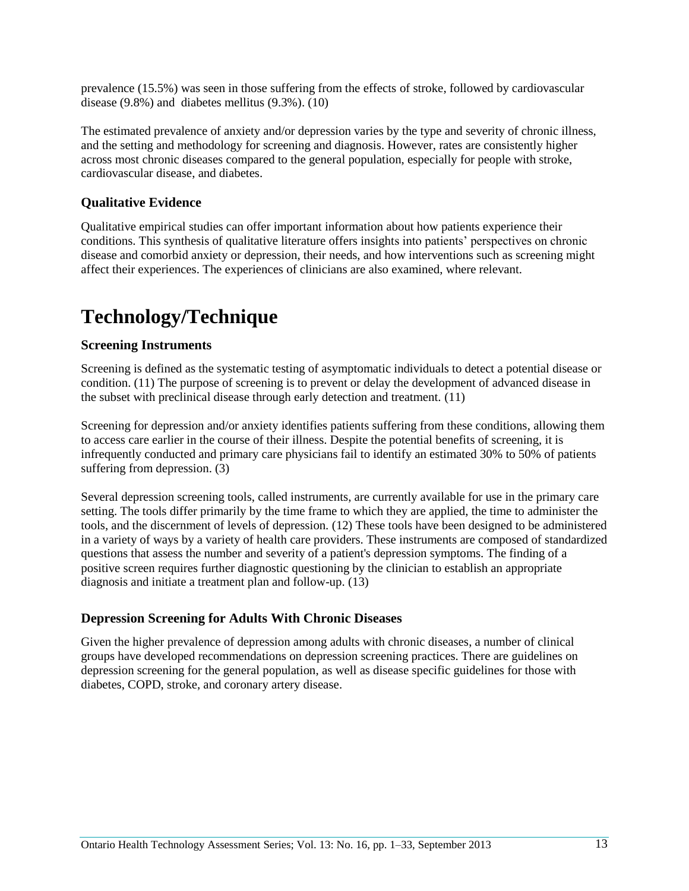prevalence (15.5%) was seen in those suffering from the effects of stroke, followed by cardiovascular disease (9.8%) and diabetes mellitus (9.3%). (10)

The estimated prevalence of anxiety and/or depression varies by the type and severity of chronic illness, and the setting and methodology for screening and diagnosis. However, rates are consistently higher across most chronic diseases compared to the general population, especially for people with stroke, cardiovascular disease, and diabetes.

### Qualitative Evidence

Qualitative empirical studies can offer important information about how patients experience their conditions. This synthesis of qualitative literature offers insights into patients' perspectives on chronic disease and comorbid anxiety or depression, their needs, and how interventions such as screening might affect their experiences. The experiences of clinicians are also examined, where relevant.

# Technology/Technique

### Screening Instruments

Screening is defined as the systematic testing of asymptomatic individuals to detect a potential disease or condition. (11) The purpose of screening is to prevent or delay the development of advanced disease in the subset with preclinical disease through early detection and treatment. (11)

Screening for depression and/or anxiety identifies patients suffering from these conditions, allowing them to access care earlier in the course of their illness. Despite the potential benefits of screening, it is infrequently conducted and primary care physicians fail to identify an estimated 30% to 50% of patients suffering from depression. (3)

Several depression screening tools, called instruments, are currently available for use in the primary care setting. The tools differ primarily by the time frame to which they are applied, the time to administer the tools, and the discernment of levels of depression. (12) These tools have been designed to be administered in a variety of ways by a variety of health care providers. These instruments are composed of standardized questions that assess the number and severity of a patient's depression symptoms. The finding of a positive screen requires further diagnostic questioning by the clinician to establish an appropriate diagnosis and initiate a treatment plan and follow-up. (13)

### Depression Screening for Adults With Chronic Diseases

Given the higher prevalence of depression among adults with chronic diseases, a number of clinical groups have developed recommendations on depression screening practices. There are guidelines on depression screening for the general population, as well as disease specific guidelines for those with diabetes, COPD, stroke, and coronary artery disease.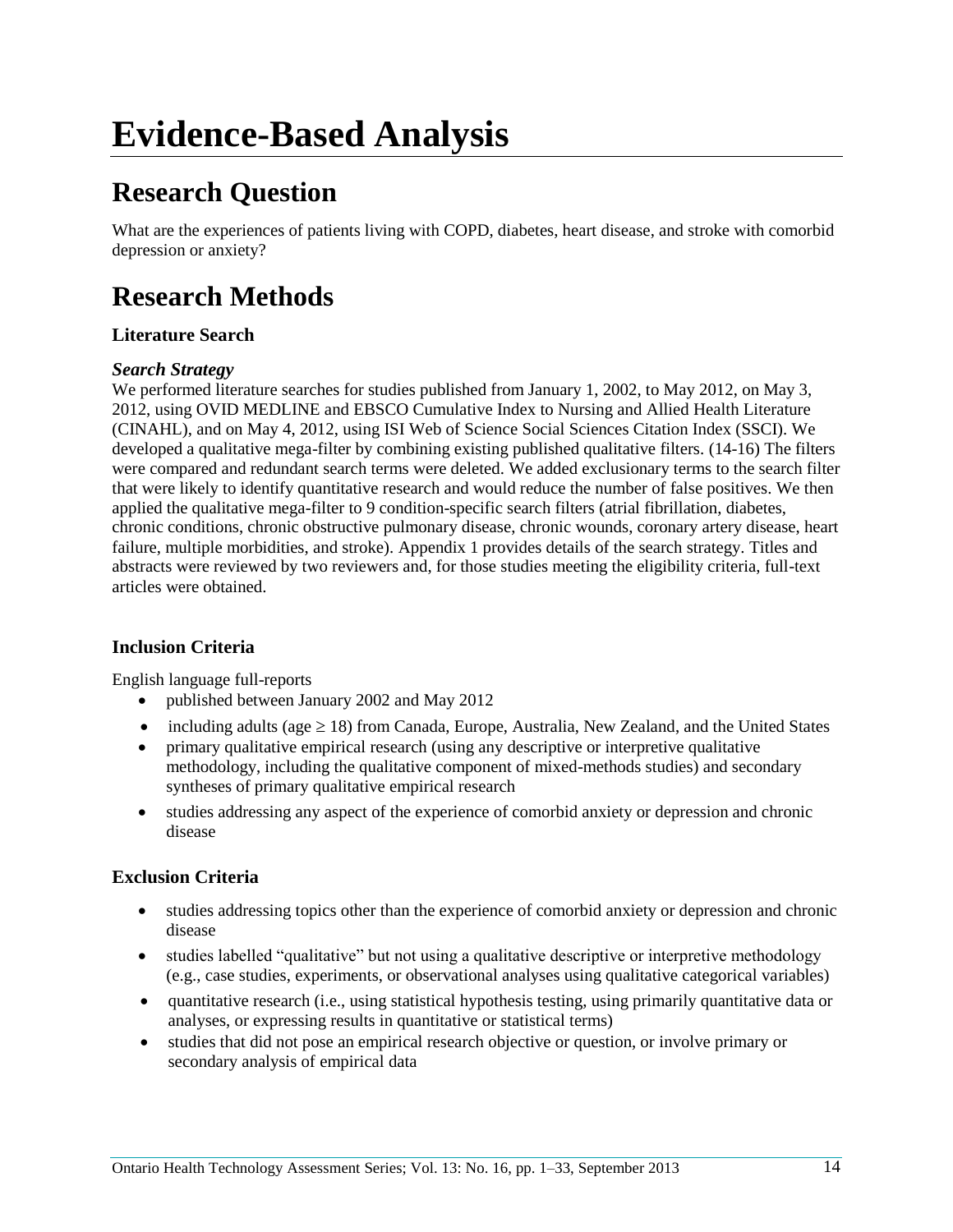# Evidence-Based Analysis

## Research Question

What are the experiences of patients living with COPD, diabetes, heart disease, and stroke with comorbid depression or anxiety?

## Research Methods

### Literature Search

#### *Search Strategy*

We performed literature searches for studies published from January 1, 2002, to May 2012, on May 3, 2012, using OVID MEDLINE and EBSCO Cumulative Index to Nursing and Allied Health Literature (CINAHL), and on May 4, 2012, using ISI Web of Science Social Sciences Citation Index (SSCI). We developed a qualitative mega-filter by combining existing published qualitative filters. (14-16) The filters were compared and redundant search terms were deleted. We added exclusionary terms to the search filter that were likely to identify quantitative research and would reduce the number of false positives. We then applied the qualitative mega-filter to 9 condition-specific search filters (atrial fibrillation, diabetes, chronic conditions, chronic obstructive pulmonary disease, chronic wounds, coronary artery disease, heart failure, multiple morbidities, and stroke). Appendix 1 provides details of the search strategy. Titles and abstracts were reviewed by two reviewers and, for those studies meeting the eligibility criteria, full-text articles were obtained.

### Inclusion Criteria

English language full-reports

- published between January 2002 and May 2012
- including adults (age ≥ 18) from Canada, Europe, Australia, New Zealand, and the United States
- primary qualitative empirical research (using any descriptive or interpretive qualitative methodology, including the qualitative component of mixed-methods studies) and secondary syntheses of primary qualitative empirical research
- studies addressing any aspect of the experience of comorbid anxiety or depression and chronic disease

### Exclusion Criteria

- studies addressing topics other than the experience of comorbid anxiety or depression and chronic disease
- studies labelled "qualitative" but not using a qualitative descriptive or interpretive methodology (e.g., case studies, experiments, or observational analyses using qualitative categorical variables)
- quantitative research (i.e., using statistical hypothesis testing, using primarily quantitative data or analyses, or expressing results in quantitative or statistical terms)
- studies that did not pose an empirical research objective or question, or involve primary or secondary analysis of empirical data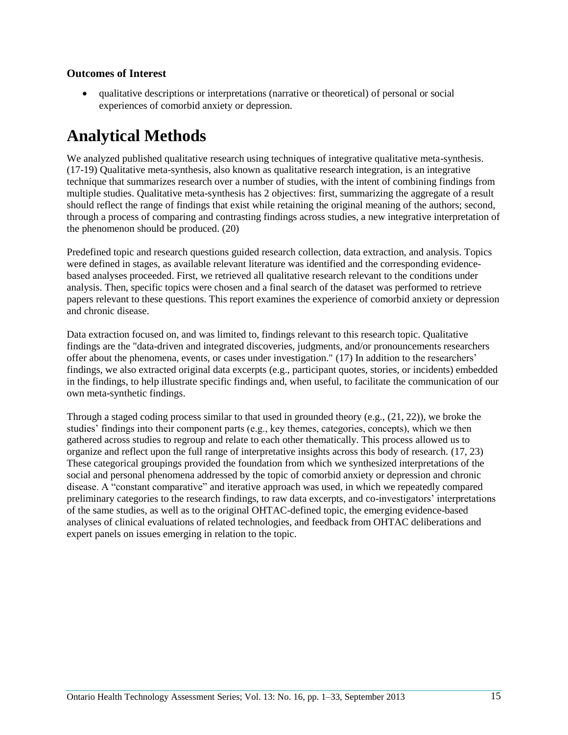**Outcomes of Interest**

- qualitative descriptions or interpretations (narrative or theoretical) of personal or social experiences of comorbid anxiety or depression.

# Analytical Methods

We analyzed published qualitative research using techniques of integrative qualitative meta-synthesis. (17-19) Qualitative meta-synthesis, also known as qualitative research integration, is an integrative technique that summarizes research over a number of studies, with the intent of combining findings from multiple studies. Qualitative meta-synthesis has 2 objectives: first, summarizing the aggregate of a result should reflect the range of findings that exist while retaining the original meaning of the authors; second, through a process of comparing and contrasting findings across studies, a new integrative interpretation of the phenomenon should be produced. (20)

Predefined topic and research questions guided research collection, data extraction, and analysis. Topics were defined in stages, as available relevant literature was identified and the corresponding evidence-based analyses proceeded. First, we retrieved all qualitative research relevant to the conditions under analysis. Then, specific topics were chosen and a final search of the dataset was performed to retrieve papers relevant to these questions. This report examines the experience of comorbid anxiety or depression and chronic disease.

Data extraction focused on, and was limited to, findings relevant to this research topic. Qualitative findings are the "data-driven and integrated discoveries, judgments, and/or pronouncements researchers offer about the phenomena, events, or cases under investigation." (17) In addition to the researchers' findings, we also extracted original data excerpts (e.g., participant quotes, stories, or incidents) embedded in the findings, to help illustrate specific findings and, when useful, to facilitate the communication of our own meta-synthetic findings.

Through a staged coding process similar to that used in grounded theory (e.g., (21, 22)), we broke the studies' findings into their component parts (e.g., key themes, categories, concepts), which we then gathered across studies to regroup and relate to each other thematically. This process allowed us to organize and reflect upon the full range of interpretative insights across this body of research. (17, 23) These categorical groupings provided the foundation from which we synthesized interpretations of the social and personal phenomena addressed by the topic of comorbid anxiety or depression and chronic disease. A "constant comparative" and iterative approach was used, in which we repeatedly compared preliminary categories to the research findings, to raw data excerpts, and co-investigators' interpretations of the same studies, as well as to the original OHTAC-defined topic, the emerging evidence-based analyses of clinical evaluations of related technologies, and feedback from OHTAC deliberations and expert panels on issues emerging in relation to the topic.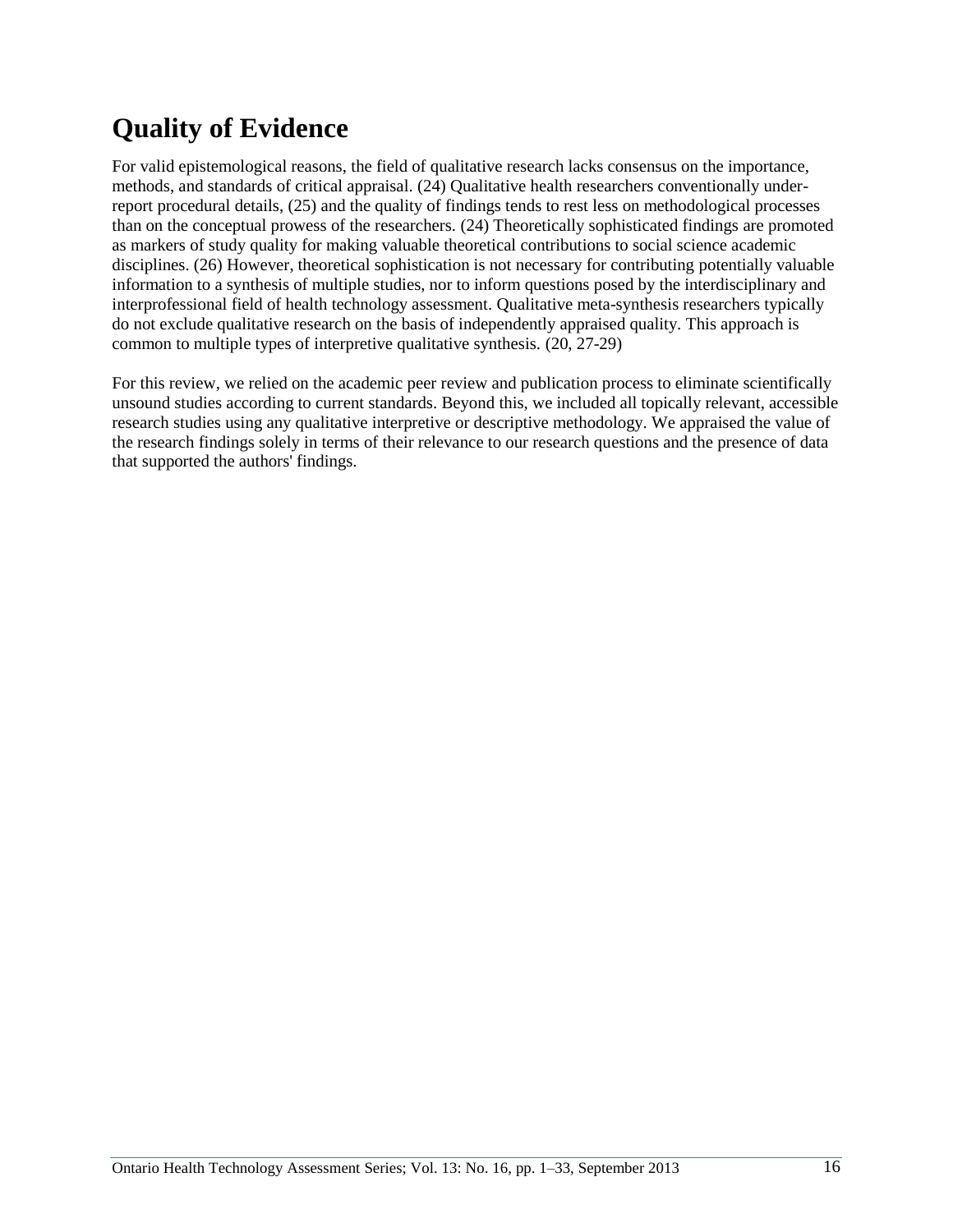# Quality of Evidence

For valid epistemological reasons, the field of qualitative research lacks consensus on the importance, methods, and standards of critical appraisal. (24) Qualitative health researchers conventionally under-report procedural details, (25) and the quality of findings tends to rest less on methodological processes than on the conceptual prowess of the researchers. (24) Theoretically sophisticated findings are promoted as markers of study quality for making valuable theoretical contributions to social science academic disciplines. (26) However, theoretical sophistication is not necessary for contributing potentially valuable information to a synthesis of multiple studies, nor to inform questions posed by the interdisciplinary and interprofessional field of health technology assessment. Qualitative meta-synthesis researchers typically do not exclude qualitative research on the basis of independently appraised quality. This approach is common to multiple types of interpretive qualitative synthesis. (20, 27-29)

For this review, we relied on the academic peer review and publication process to eliminate scientifically unsound studies according to current standards. Beyond this, we included all topically relevant, accessible research studies using any qualitative interpretive or descriptive methodology. We appraised the value of the research findings solely in terms of their relevance to our research questions and the presence of data that supported the authors' findings.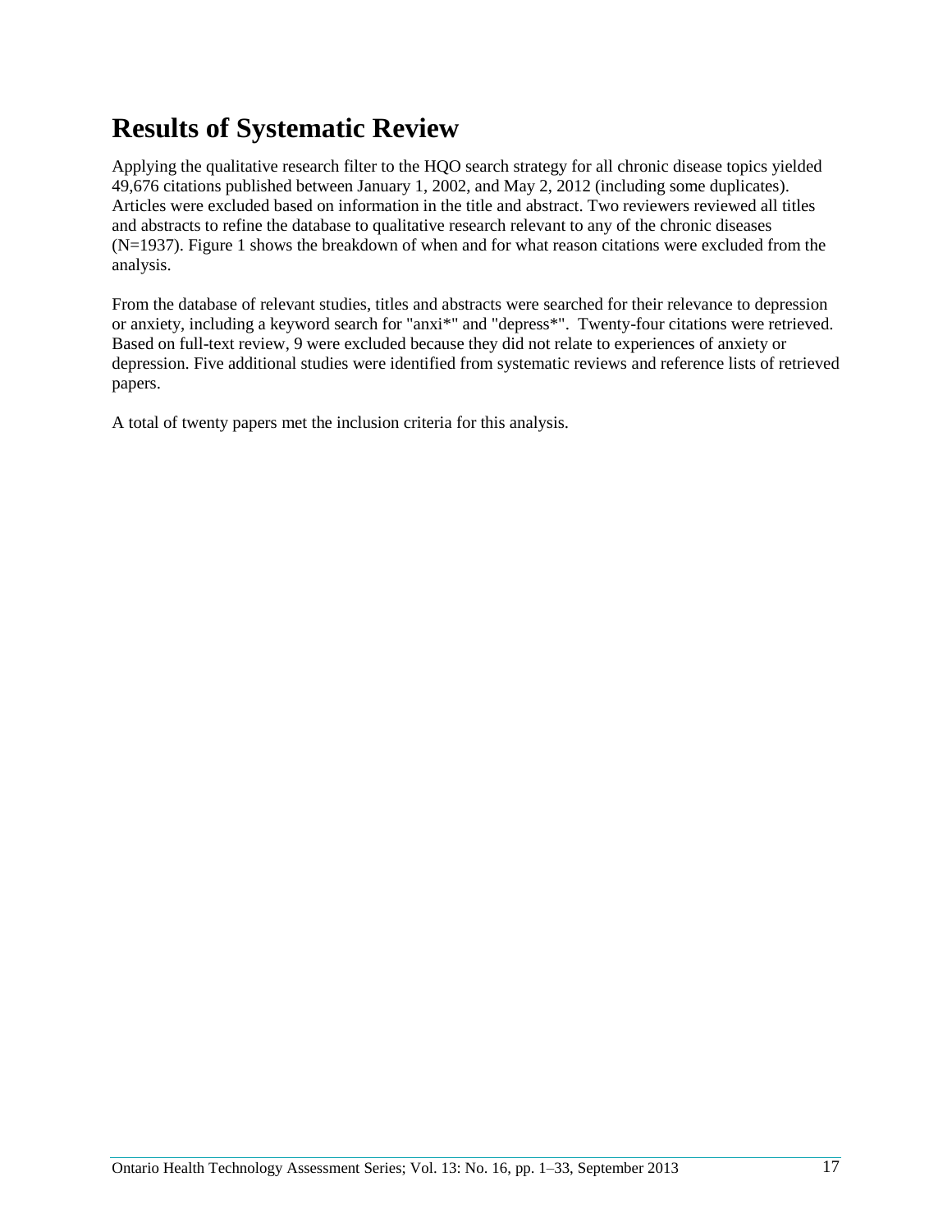# Results of Systematic Review

Applying the qualitative research filter to the HQO search strategy for all chronic disease topics yielded 49,676 citations published between January 1, 2002, and May 2, 2012 (including some duplicates). Articles were excluded based on information in the title and abstract. Two reviewers reviewed all titles and abstracts to refine the database to qualitative research relevant to any of the chronic diseases (N=1937). Figure 1 shows the breakdown of when and for what reason citations were excluded from the analysis.

From the database of relevant studies, titles and abstracts were searched for their relevance to depression or anxiety, including a keyword search for "anxi*" and "depress*". Twenty-four citations were retrieved. Based on full-text review, 9 were excluded because they did not relate to experiences of anxiety or depression. Five additional studies were identified from systematic reviews and reference lists of retrieved papers.

A total of twenty papers met the inclusion criteria for this analysis.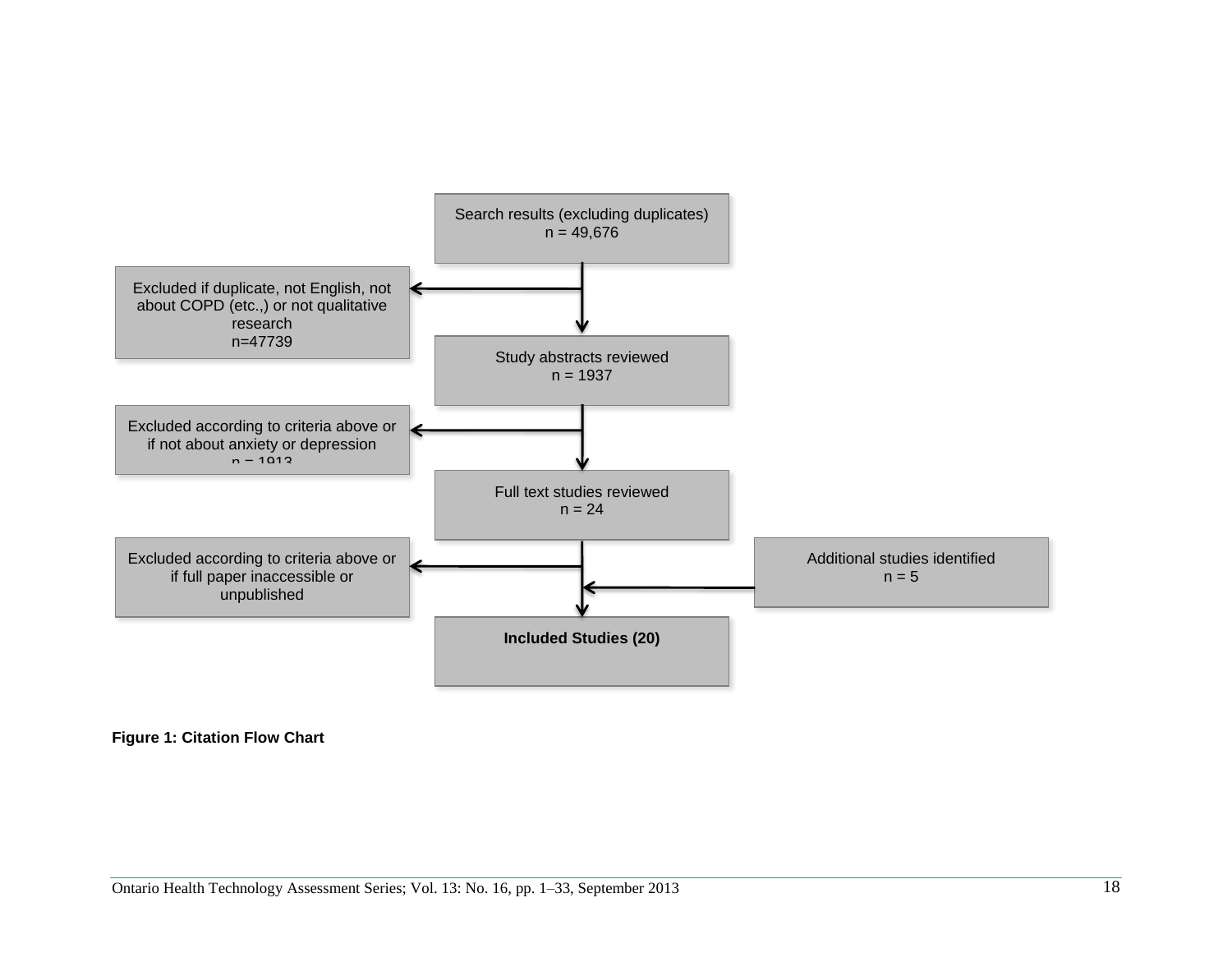Search results (excluding duplicates)
n = 49,676

Excluded if duplicate, not English, not about COPD (etc.,) or not qualitative research
n=47739

Study abstracts reviewed
n = 1937

Excluded according to criteria above or if not about anxiety or depression
n = 1913

Full text studies reviewed
n = 24

Excluded according to criteria above or if full paper inaccessible or unpublished

Additional studies identified
n = 5

**Included Studies (20)**

**Figure 1: Citation Flow Chart**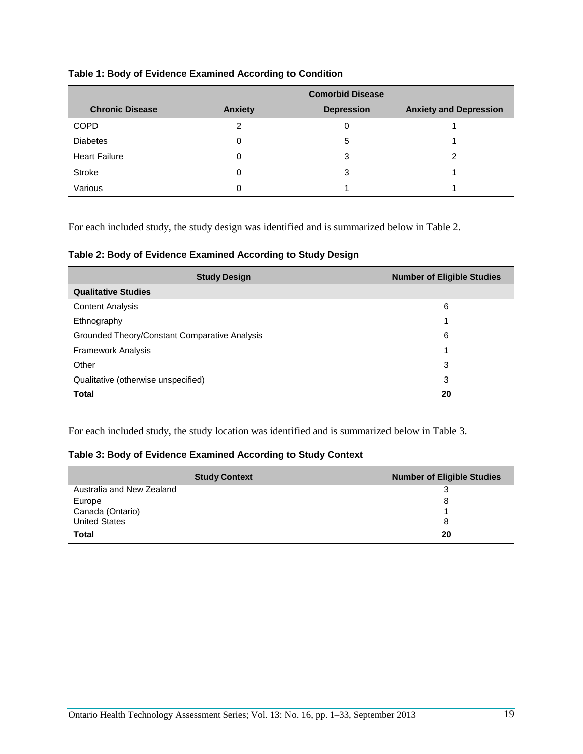**Table 1: Body of Evidence Examined According to Condition**

| Chronic Disease | Comorbid Disease | | |
|---|---|---|---|
| | **Anxiety** | **Depression** | **Anxiety and Depression** |
| COPD | 2 | 0 | 1 |
| Diabetes | 0 | 5 | 1 |
| Heart Failure | 0 | 3 | 2 |
| Stroke | 0 | 3 | 1 |
| Various | 0 | 1 | 1 |

For each included study, the study design was identified and is summarized below in Table 2.

**Table 2: Body of Evidence Examined According to Study Design**

| Study Design | Number of Eligible Studies |
|---|---|
| **Qualitative Studies** | |
| Content Analysis | 6 |
| Ethnography | 1 |
| Grounded Theory/Constant Comparative Analysis | 6 |
| Framework Analysis | 1 |
| Other | 3 |
| Qualitative (otherwise unspecified) | 3 |
| **Total** | **20** |

For each included study, the study location was identified and is summarized below in Table 3.

**Table 3: Body of Evidence Examined According to Study Context**

| Study Context | Number of Eligible Studies |
|---|---|
| Australia and New Zealand | 3 |
| Europe | 8 |
| Canada (Ontario) | 1 |
| United States | 8 |
| **Total** | **20** |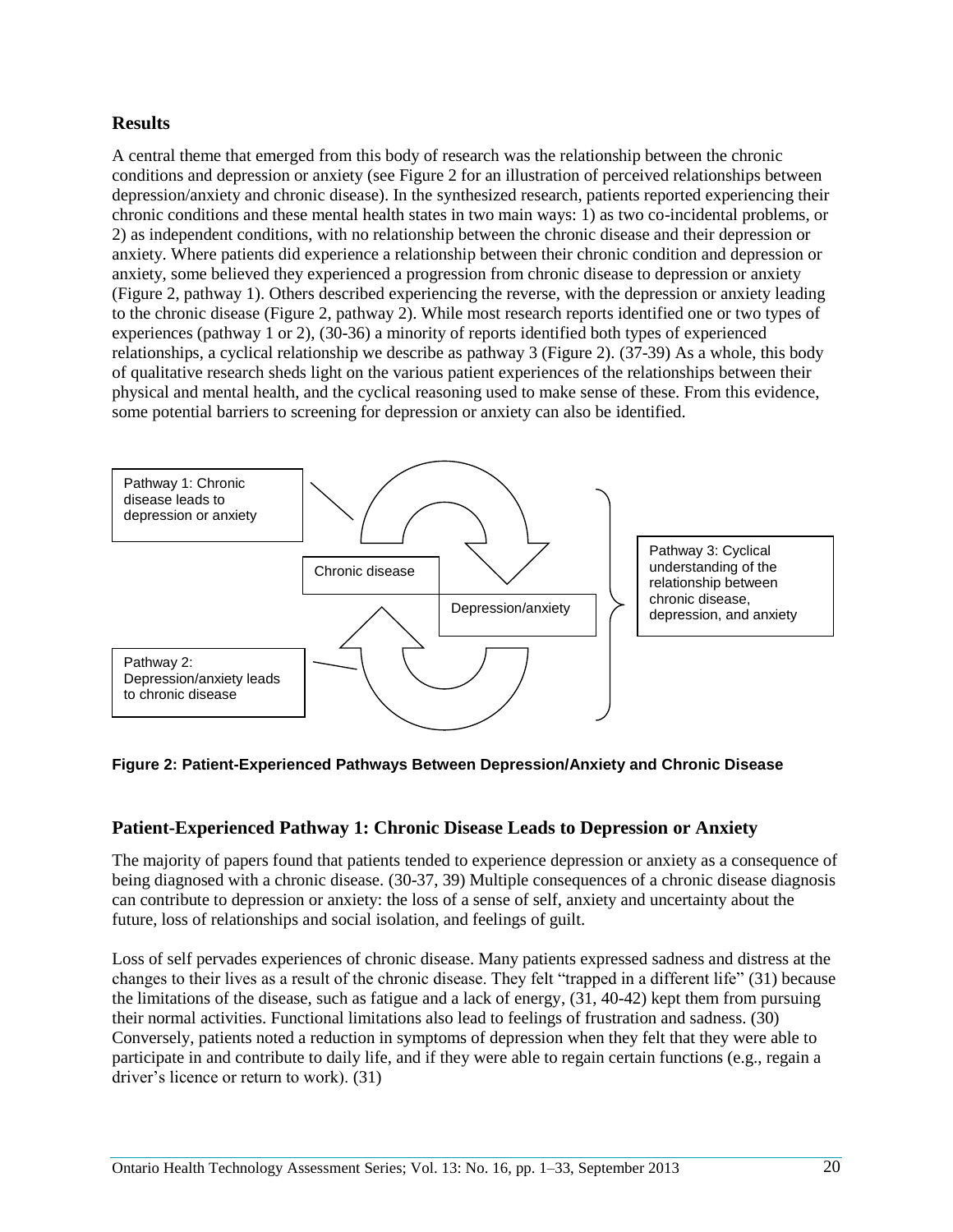## Results

A central theme that emerged from this body of research was the relationship between the chronic conditions and depression or anxiety (see Figure 2 for an illustration of perceived relationships between depression/anxiety and chronic disease). In the synthesized research, patients reported experiencing their chronic conditions and these mental health states in two main ways: 1) as two co-incidental problems, or 2) as independent conditions, with no relationship between the chronic disease and their depression or anxiety. Where patients did experience a relationship between their chronic condition and depression or anxiety, some believed they experienced a progression from chronic disease to depression or anxiety (Figure 2, pathway 1). Others described experiencing the reverse, with the depression or anxiety leading to the chronic disease (Figure 2, pathway 2). While most research reports identified one or two types of experiences (pathway 1 or 2), (30-36) a minority of reports identified both types of experienced relationships, a cyclical relationship we describe as pathway 3 (Figure 2). (37-39) As a whole, this body of qualitative research sheds light on the various patient experiences of the relationships between their physical and mental health, and the cyclical reasoning used to make sense of these. From this evidence, some potential barriers to screening for depression or anxiety can also be identified.

Pathway 1: Chronic disease leads to depression or anxiety

Chronic disease

Depression/anxiety

Pathway 2: Depression/anxiety leads to chronic disease

Pathway 3: Cyclical understanding of the relationship between chronic disease, depression, and anxiety

**Figure 2: Patient-Experienced Pathways Between Depression/Anxiety and Chronic Disease**

### Patient-Experienced Pathway 1: Chronic Disease Leads to Depression or Anxiety

The majority of papers found that patients tended to experience depression or anxiety as a consequence of being diagnosed with a chronic disease. (30-37, 39) Multiple consequences of a chronic disease diagnosis can contribute to depression or anxiety: the loss of a sense of self, anxiety and uncertainty about the future, loss of relationships and social isolation, and feelings of guilt.

Loss of self pervades experiences of chronic disease. Many patients expressed sadness and distress at the changes to their lives as a result of the chronic disease. They felt "trapped in a different life" (31) because the limitations of the disease, such as fatigue and a lack of energy, (31, 40-42) kept them from pursuing their normal activities. Functional limitations also lead to feelings of frustration and sadness. (30) Conversely, patients noted a reduction in symptoms of depression when they felt that they were able to participate in and contribute to daily life, and if they were able to regain certain functions (e.g., regain a driver's licence or return to work). (31)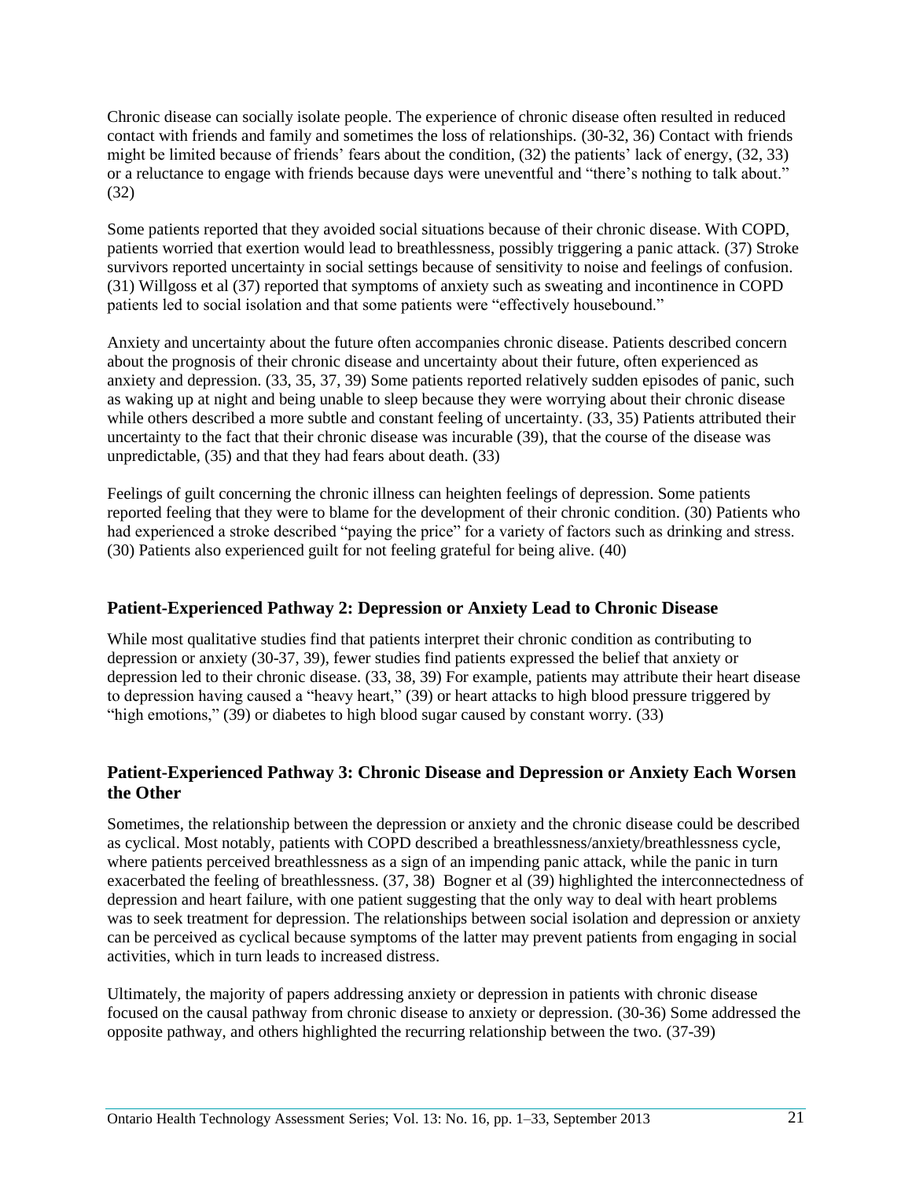Chronic disease can socially isolate people. The experience of chronic disease often resulted in reduced contact with friends and family and sometimes the loss of relationships. (30-32, 36) Contact with friends might be limited because of friends' fears about the condition, (32) the patients' lack of energy, (32, 33) or a reluctance to engage with friends because days were uneventful and "there's nothing to talk about." (32)

Some patients reported that they avoided social situations because of their chronic disease. With COPD, patients worried that exertion would lead to breathlessness, possibly triggering a panic attack. (37) Stroke survivors reported uncertainty in social settings because of sensitivity to noise and feelings of confusion. (31) Willgoss et al (37) reported that symptoms of anxiety such as sweating and incontinence in COPD patients led to social isolation and that some patients were "effectively housebound."

Anxiety and uncertainty about the future often accompanies chronic disease. Patients described concern about the prognosis of their chronic disease and uncertainty about their future, often experienced as anxiety and depression. (33, 35, 37, 39) Some patients reported relatively sudden episodes of panic, such as waking up at night and being unable to sleep because they were worrying about their chronic disease while others described a more subtle and constant feeling of uncertainty. (33, 35) Patients attributed their uncertainty to the fact that their chronic disease was incurable (39), that the course of the disease was unpredictable, (35) and that they had fears about death. (33)

Feelings of guilt concerning the chronic illness can heighten feelings of depression. Some patients reported feeling that they were to blame for the development of their chronic condition. (30) Patients who had experienced a stroke described "paying the price" for a variety of factors such as drinking and stress. (30) Patients also experienced guilt for not feeling grateful for being alive. (40)

### Patient-Experienced Pathway 2: Depression or Anxiety Lead to Chronic Disease

While most qualitative studies find that patients interpret their chronic condition as contributing to depression or anxiety (30-37, 39), fewer studies find patients expressed the belief that anxiety or depression led to their chronic disease. (33, 38, 39) For example, patients may attribute their heart disease to depression having caused a "heavy heart," (39) or heart attacks to high blood pressure triggered by "high emotions," (39) or diabetes to high blood sugar caused by constant worry. (33)

### Patient-Experienced Pathway 3: Chronic Disease and Depression or Anxiety Each Worsen the Other

Sometimes, the relationship between the depression or anxiety and the chronic disease could be described as cyclical. Most notably, patients with COPD described a breathlessness/anxiety/breathlessness cycle, where patients perceived breathlessness as a sign of an impending panic attack, while the panic in turn exacerbated the feeling of breathlessness. (37, 38) Bogner et al (39) highlighted the interconnectedness of depression and heart failure, with one patient suggesting that the only way to deal with heart problems was to seek treatment for depression. The relationships between social isolation and depression or anxiety can be perceived as cyclical because symptoms of the latter may prevent patients from engaging in social activities, which in turn leads to increased distress.

Ultimately, the majority of papers addressing anxiety or depression in patients with chronic disease focused on the causal pathway from chronic disease to anxiety or depression. (30-36) Some addressed the opposite pathway, and others highlighted the recurring relationship between the two. (37-39)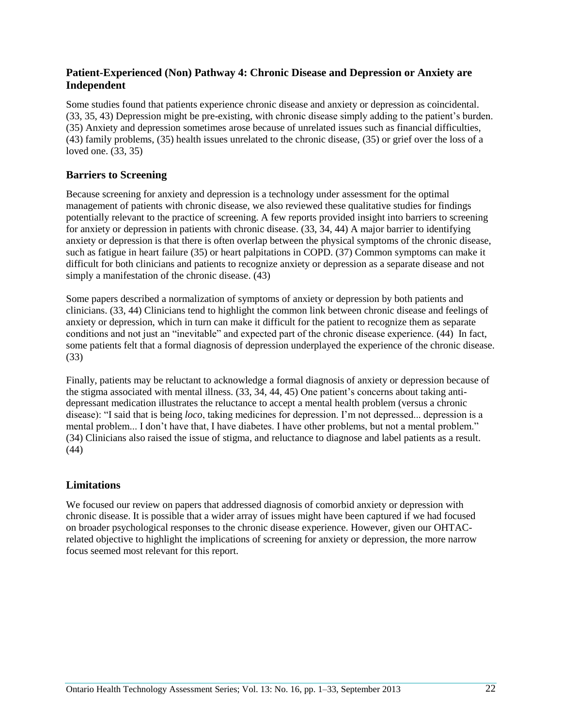### Patient-Experienced (Non) Pathway 4: Chronic Disease and Depression or Anxiety are Independent

Some studies found that patients experience chronic disease and anxiety or depression as coincidental. (33, 35, 43) Depression might be pre-existing, with chronic disease simply adding to the patient's burden. (35) Anxiety and depression sometimes arose because of unrelated issues such as financial difficulties, (43) family problems, (35) health issues unrelated to the chronic disease, (35) or grief over the loss of a loved one. (33, 35)

## Barriers to Screening

Because screening for anxiety and depression is a technology under assessment for the optimal management of patients with chronic disease, we also reviewed these qualitative studies for findings potentially relevant to the practice of screening. A few reports provided insight into barriers to screening for anxiety or depression in patients with chronic disease. (33, 34, 44) A major barrier to identifying anxiety or depression is that there is often overlap between the physical symptoms of the chronic disease, such as fatigue in heart failure (35) or heart palpitations in COPD. (37) Common symptoms can make it difficult for both clinicians and patients to recognize anxiety or depression as a separate disease and not simply a manifestation of the chronic disease. (43)

Some papers described a normalization of symptoms of anxiety or depression by both patients and clinicians. (33, 44) Clinicians tend to highlight the common link between chronic disease and feelings of anxiety or depression, which in turn can make it difficult for the patient to recognize them as separate conditions and not just an "inevitable" and expected part of the chronic disease experience. (44) In fact, some patients felt that a formal diagnosis of depression underplayed the experience of the chronic disease. (33)

Finally, patients may be reluctant to acknowledge a formal diagnosis of anxiety or depression because of the stigma associated with mental illness. (33, 34, 44, 45) One patient's concerns about taking anti-depressant medication illustrates the reluctance to accept a mental health problem (versus a chronic disease): "I said that is being *loco*, taking medicines for depression. I'm not depressed... depression is a mental problem... I don't have that, I have diabetes. I have other problems, but not a mental problem." (34) Clinicians also raised the issue of stigma, and reluctance to diagnose and label patients as a result. (44)

## Limitations

We focused our review on papers that addressed diagnosis of comorbid anxiety or depression with chronic disease. It is possible that a wider array of issues might have been captured if we had focused on broader psychological responses to the chronic disease experience. However, given our OHTAC-related objective to highlight the implications of screening for anxiety or depression, the more narrow focus seemed most relevant for this report.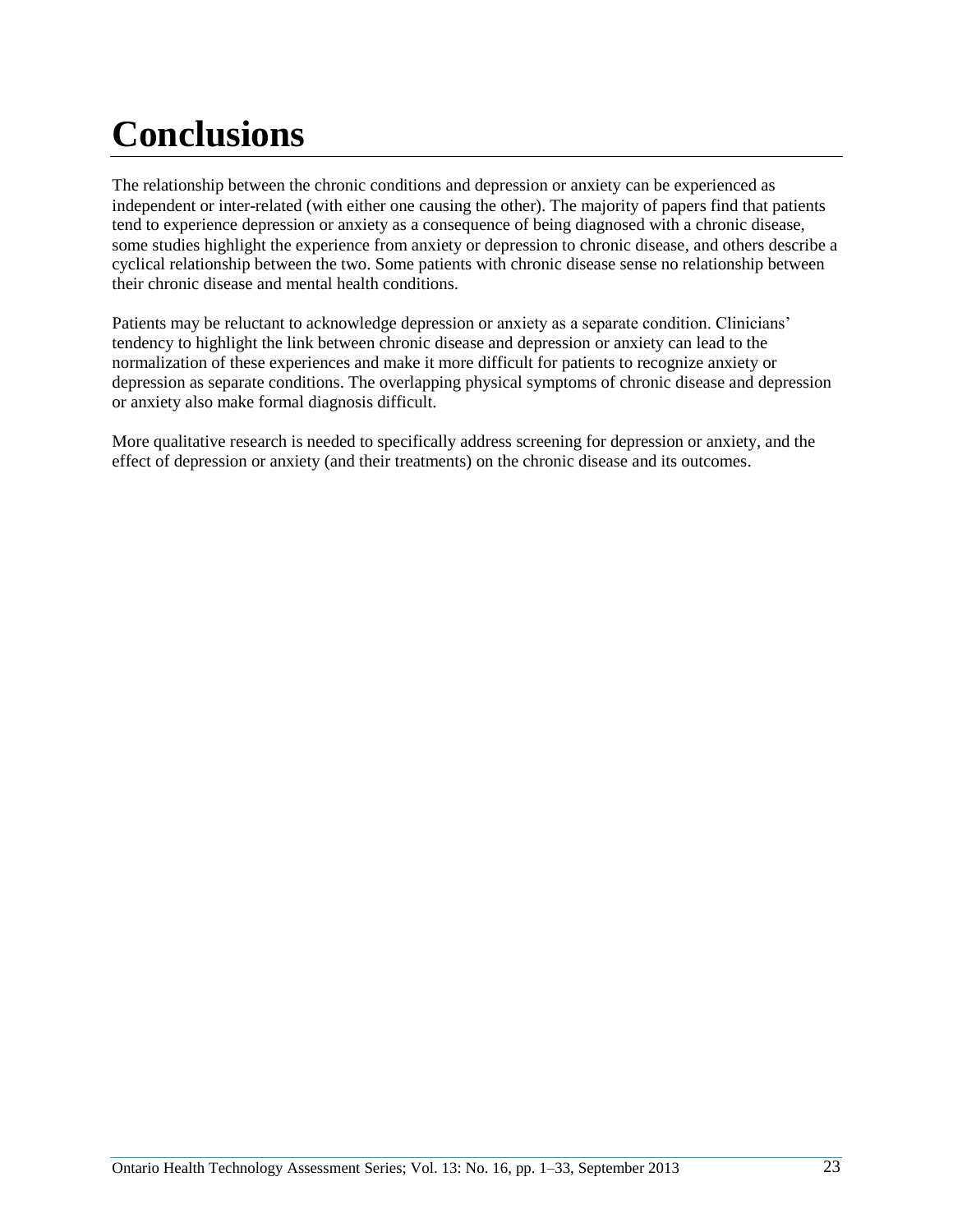# Conclusions

The relationship between the chronic conditions and depression or anxiety can be experienced as independent or inter-related (with either one causing the other). The majority of papers find that patients tend to experience depression or anxiety as a consequence of being diagnosed with a chronic disease, some studies highlight the experience from anxiety or depression to chronic disease, and others describe a cyclical relationship between the two. Some patients with chronic disease sense no relationship between their chronic disease and mental health conditions.

Patients may be reluctant to acknowledge depression or anxiety as a separate condition. Clinicians' tendency to highlight the link between chronic disease and depression or anxiety can lead to the normalization of these experiences and make it more difficult for patients to recognize anxiety or depression as separate conditions. The overlapping physical symptoms of chronic disease and depression or anxiety also make formal diagnosis difficult.

More qualitative research is needed to specifically address screening for depression or anxiety, and the effect of depression or anxiety (and their treatments) on the chronic disease and its outcomes.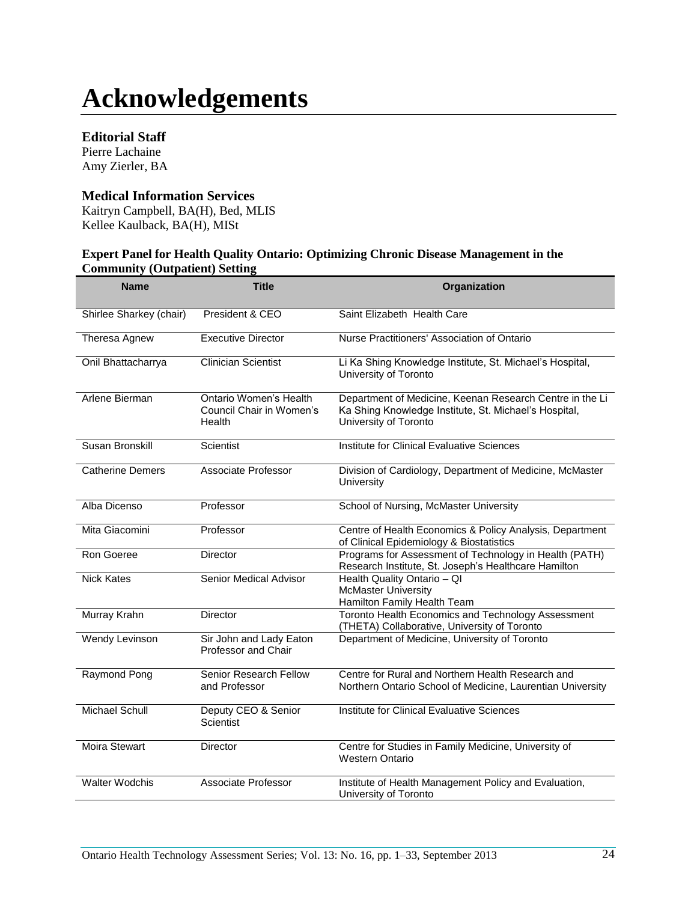# Acknowledgements

**Editorial Staff**
Pierre Lachaine
Amy Zierler, BA

**Medical Information Services**
Kaitryn Campbell, BA(H), Bed, MLIS
Kellee Kaulback, BA(H), MISt

**Expert Panel for Health Quality Ontario: Optimizing Chronic Disease Management in the Community (Outpatient) Setting**

| Name | Title | Organization |
|---|---|---|
| Shirlee Sharkey (chair) | President & CEO | Saint Elizabeth Health Care |
| Theresa Agnew | Executive Director | Nurse Practitioners' Association of Ontario |
| Onil Bhattacharyya | Clinician Scientist | Li Ka Shing Knowledge Institute, St. Michael's Hospital, University of Toronto |
| Arlene Bierman | Ontario Women's Health Council Chair in Women's Health | Department of Medicine, Keenan Research Centre in the Li Ka Shing Knowledge Institute, St. Michael's Hospital, University of Toronto |
| Susan Bronskill | Scientist | Institute for Clinical Evaluative Sciences |
| Catherine Demers | Associate Professor | Division of Cardiology, Department of Medicine, McMaster University |
| Alba Dicenso | Professor | School of Nursing, McMaster University |
| Mita Giacomini | Professor | Centre of Health Economics & Policy Analysis, Department of Clinical Epidemiology & Biostatistics |
| Ron Goeree | Director | Programs for Assessment of Technology in Health (PATH) Research Institute, St. Joseph's Healthcare Hamilton |
| Nick Kates | Senior Medical Advisor | Health Quality Ontario – QI<br>McMaster University<br>Hamilton Family Health Team |
| Murray Krahn | Director | Toronto Health Economics and Technology Assessment (THETA) Collaborative, University of Toronto |
| Wendy Levinson | Sir John and Lady Eaton Professor and Chair | Department of Medicine, University of Toronto |
| Raymond Pong | Senior Research Fellow and Professor | Centre for Rural and Northern Health Research and Northern Ontario School of Medicine, Laurentian University |
| Michael Schull | Deputy CEO & Senior Scientist | Institute for Clinical Evaluative Sciences |
| Moira Stewart | Director | Centre for Studies in Family Medicine, University of Western Ontario |
| Walter Wodchis | Associate Professor | Institute of Health Management Policy and Evaluation, University of Toronto |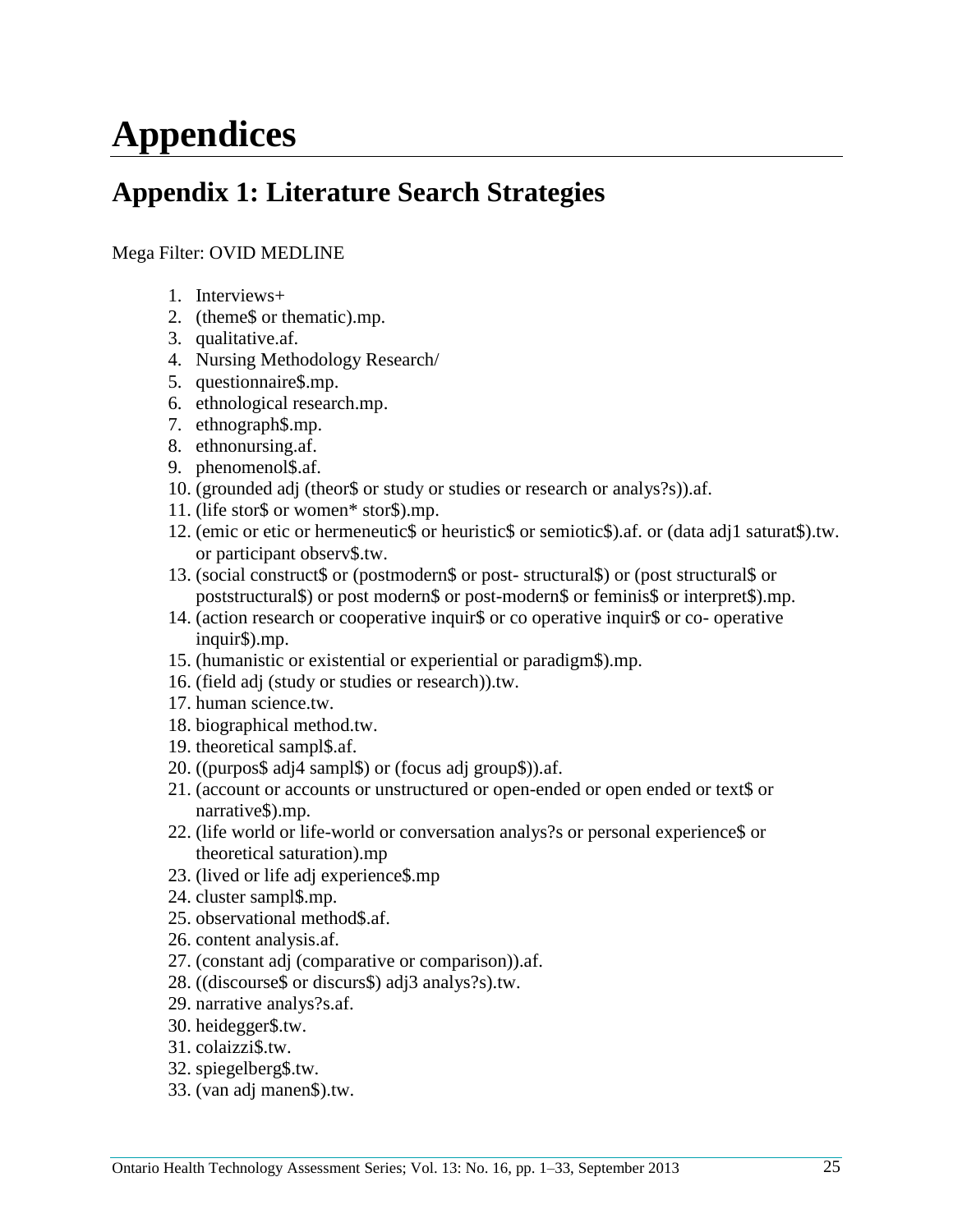# Appendices

## Appendix 1: Literature Search Strategies

Mega Filter: OVID MEDLINE

1. Interviews+
2. (theme$ or thematic).mp.
3. qualitative.af.
4. Nursing Methodology Research/
5. questionnaire$.mp.
6. ethnological research.mp.
7. ethnograph$.mp.
8. ethnonursing.af.
9. phenomenol$.af.
10. (grounded adj (theor$ or study or studies or research or analys?s)).af.
11. (life stor$ or women* stor$).mp.
12. (emic or etic or hermeneutic$ or heuristic$ or semiotic$).af. or (data adj1 saturat$).tw. or participant observ$.tw.
13. (social construct$ or (postmodern$ or post- structural$) or (post structural$ or poststructural$) or post modern$ or post-modern$ or feminis$ or interpret$).mp.
14. (action research or cooperative inquir$ or co operative inquir$ or co- operative inquir$).mp.
15. (humanistic or existential or experiential or paradigm$).mp.
16. (field adj (study or studies or research)).tw.
17. human science.tw.
18. biographical method.tw.
19. theoretical sampl$.af.
20. ((purpos$ adj4 sampl$) or (focus adj group$)).af.
21. (account or accounts or unstructured or open-ended or open ended or text$ or narrative$).mp.
22. (life world or life-world or conversation analys?s or personal experience$ or theoretical saturation).mp
23. (lived or life adj experience$.mp
24. cluster sampl$.mp.
25. observational method$.af.
26. content analysis.af.
27. (constant adj (comparative or comparison)).af.
28. ((discourse$ or discurs$) adj3 analys?s).tw.
29. narrative analys?s.af.
30. heidegger$.tw.
31. colaizzi$.tw.
32. spiegelberg$.tw.
33. (van adj manen$).tw.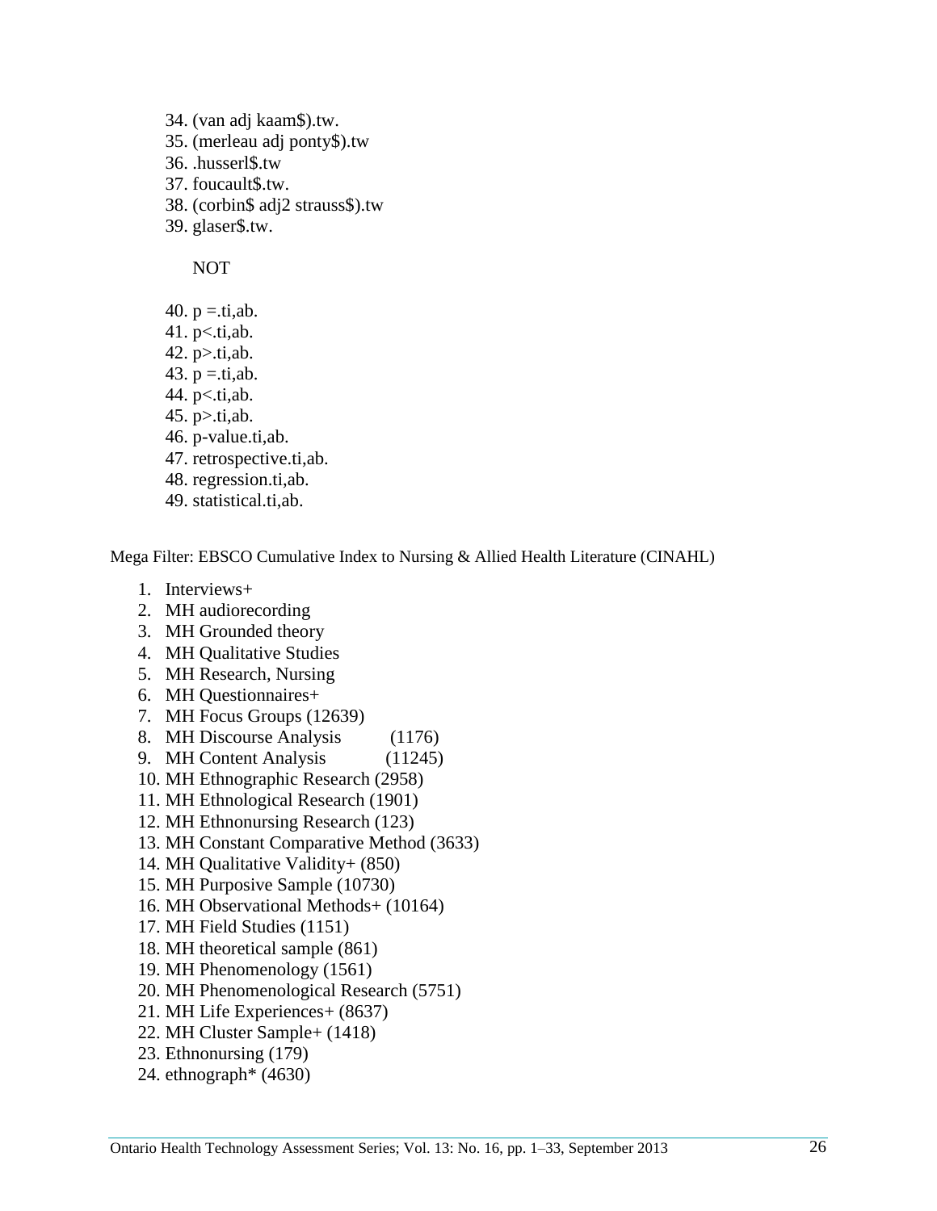34. (van adj kaam$).tw.
35. (merleau adj ponty$).tw
36. .husserl$.tw
37. foucault$.tw.
38. (corbin$ adj2 strauss$).tw
39. glaser$.tw.

NOT

40. p =.ti,ab.
41. p<.ti,ab.
42. p>.ti,ab.
43. p =.ti,ab.
44. p<.ti,ab.
45. p>.ti,ab.
46. p-value.ti,ab.
47. retrospective.ti,ab.
48. regression.ti,ab.
49. statistical.ti,ab.

Mega Filter: EBSCO Cumulative Index to Nursing & Allied Health Literature (CINAHL)

1. Interviews+
2. MH audiorecording
3. MH Grounded theory
4. MH Qualitative Studies
5. MH Research, Nursing
6. MH Questionnaires+
7. MH Focus Groups (12639)
8. MH Discourse Analysis (1176)
9. MH Content Analysis (11245)
10. MH Ethnographic Research (2958)
11. MH Ethnological Research (1901)
12. MH Ethnonursing Research (123)
13. MH Constant Comparative Method (3633)
14. MH Qualitative Validity+ (850)
15. MH Purposive Sample (10730)
16. MH Observational Methods+ (10164)
17. MH Field Studies (1151)
18. MH theoretical sample (861)
19. MH Phenomenology (1561)
20. MH Phenomenological Research (5751)
21. MH Life Experiences+ (8637)
22. MH Cluster Sample+ (1418)
23. Ethnonursing (179)
24. ethnograph* (4630)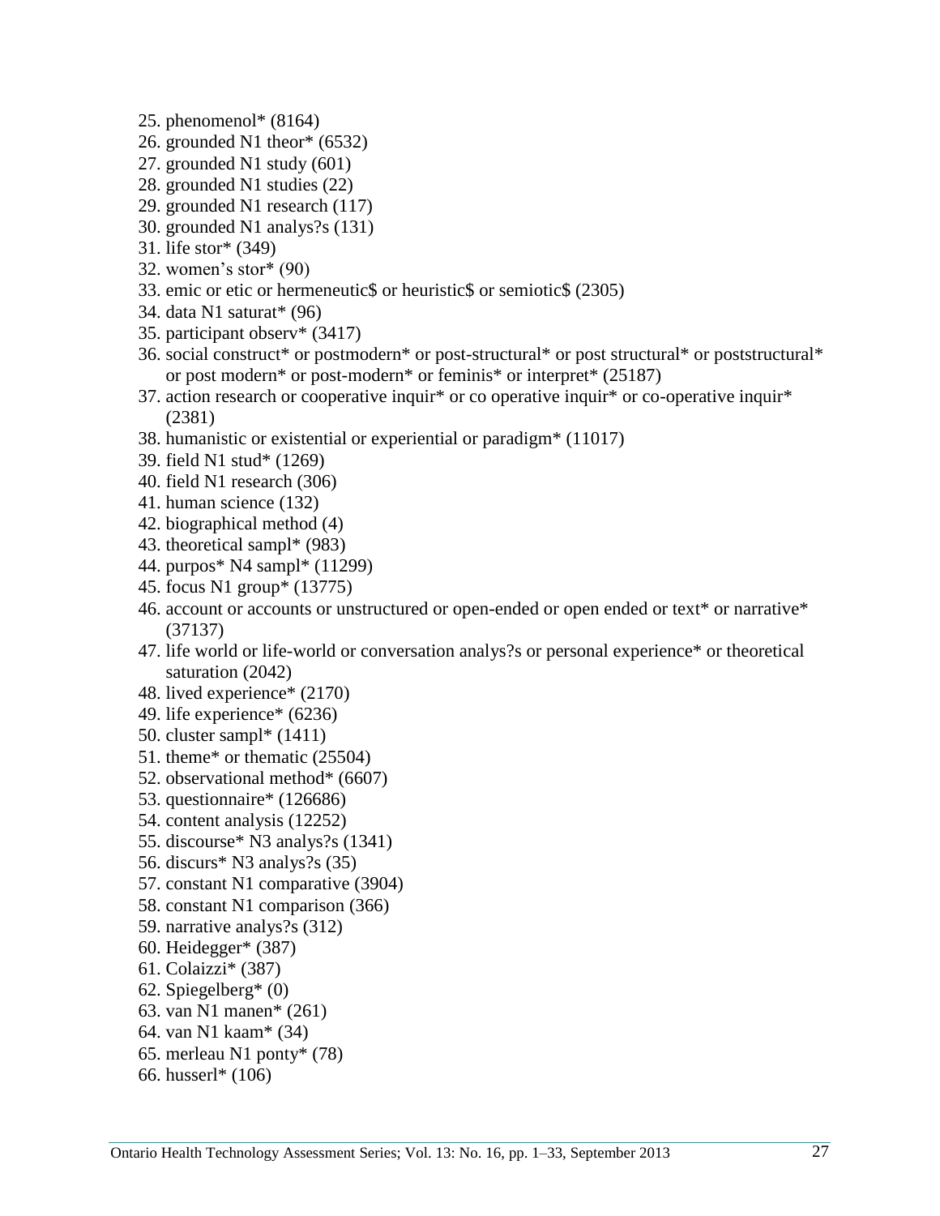25. phenomenol* (8164)
26. grounded N1 theor* (6532)
27. grounded N1 study (601)
28. grounded N1 studies (22)
29. grounded N1 research (117)
30. grounded N1 analys?s (131)
31. life stor* (349)
32. women's stor* (90)
33. emic or etic or hermeneutic$ or heuristic$ or semiotic$ (2305)
34. data N1 saturat* (96)
35. participant observ* (3417)
36. social construct* or postmodern* or post-structural* or post structural* or poststructural* or post modern* or post-modern* or feminis* or interpret* (25187)
37. action research or cooperative inquir* or co operative inquir* or co-operative inquir* (2381)
38. humanistic or existential or experiential or paradigm* (11017)
39. field N1 stud* (1269)
40. field N1 research (306)
41. human science (132)
42. biographical method (4)
43. theoretical sampl* (983)
44. purpos* N4 sampl* (11299)
45. focus N1 group* (13775)
46. account or accounts or unstructured or open-ended or open ended or text* or narrative* (37137)
47. life world or life-world or conversation analys?s or personal experience* or theoretical saturation (2042)
48. lived experience* (2170)
49. life experience* (6236)
50. cluster sampl* (1411)
51. theme* or thematic (25504)
52. observational method* (6607)
53. questionnaire* (126686)
54. content analysis (12252)
55. discourse* N3 analys?s (1341)
56. discurs* N3 analys?s (35)
57. constant N1 comparative (3904)
58. constant N1 comparison (366)
59. narrative analys?s (312)
60. Heidegger* (387)
61. Colaizzi* (387)
62. Spiegelberg* (0)
63. van N1 manen* (261)
64. van N1 kaam* (34)
65. merleau N1 ponty* (78)
66. husserl* (106)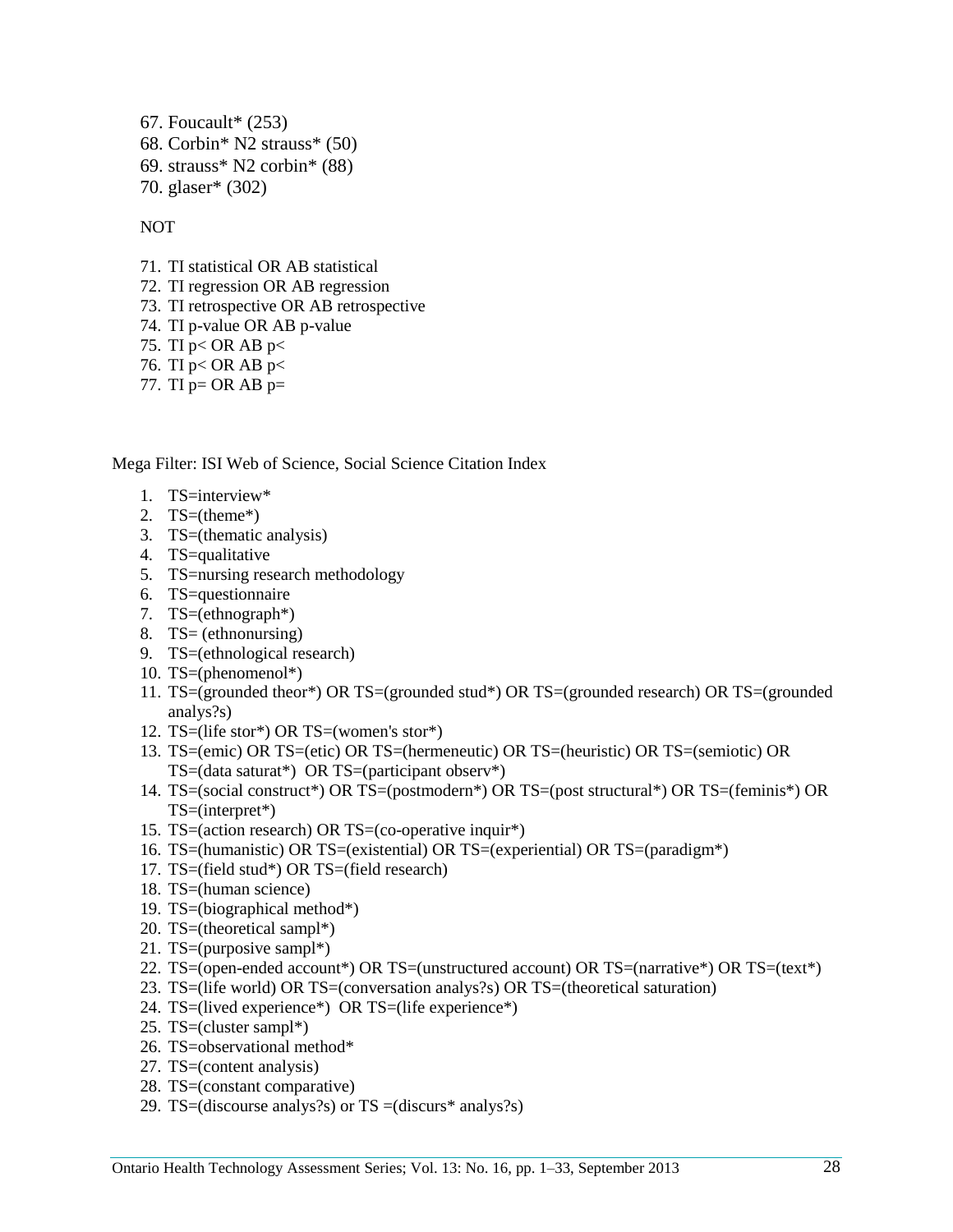67. Foucault* (253)
68. Corbin* N2 strauss* (50)
69. strauss* N2 corbin* (88)
70. glaser* (302)

NOT

71. TI statistical OR AB statistical
72. TI regression OR AB regression
73. TI retrospective OR AB retrospective
74. TI p-value OR AB p-value
75. TI p< OR AB p<
76. TI p< OR AB p<
77. TI p= OR AB p=

Mega Filter: ISI Web of Science, Social Science Citation Index

1. TS=interview*
2. TS=(theme*)
3. TS=(thematic analysis)
4. TS=qualitative
5. TS=nursing research methodology
6. TS=questionnaire
7. TS=(ethnograph*)
8. TS= (ethnonursing)
9. TS=(ethnological research)
10. TS=(phenomenol*)
11. TS=(grounded theor*) OR TS=(grounded stud*) OR TS=(grounded research) OR TS=(grounded analys?s)
12. TS=(life stor*) OR TS=(women's stor*)
13. TS=(emic) OR TS=(etic) OR TS=(hermeneutic) OR TS=(heuristic) OR TS=(semiotic) OR TS=(data saturat*) OR TS=(participant observ*)
14. TS=(social construct*) OR TS=(postmodern*) OR TS=(post structural*) OR TS=(feminis*) OR TS=(interpret*)
15. TS=(action research) OR TS=(co-operative inquir*)
16. TS=(humanistic) OR TS=(existential) OR TS=(experiential) OR TS=(paradigm*)
17. TS=(field stud*) OR TS=(field research)
18. TS=(human science)
19. TS=(biographical method*)
20. TS=(theoretical sampl*)
21. TS=(purposive sampl*)
22. TS=(open-ended account*) OR TS=(unstructured account) OR TS=(narrative*) OR TS=(text*)
23. TS=(life world) OR TS=(conversation analys?s) OR TS=(theoretical saturation)
24. TS=(lived experience*) OR TS=(life experience*)
25. TS=(cluster sampl*)
26. TS=observational method*
27. TS=(content analysis)
28. TS=(constant comparative)
29. TS=(discourse analys?s) or TS =(discurs* analys?s)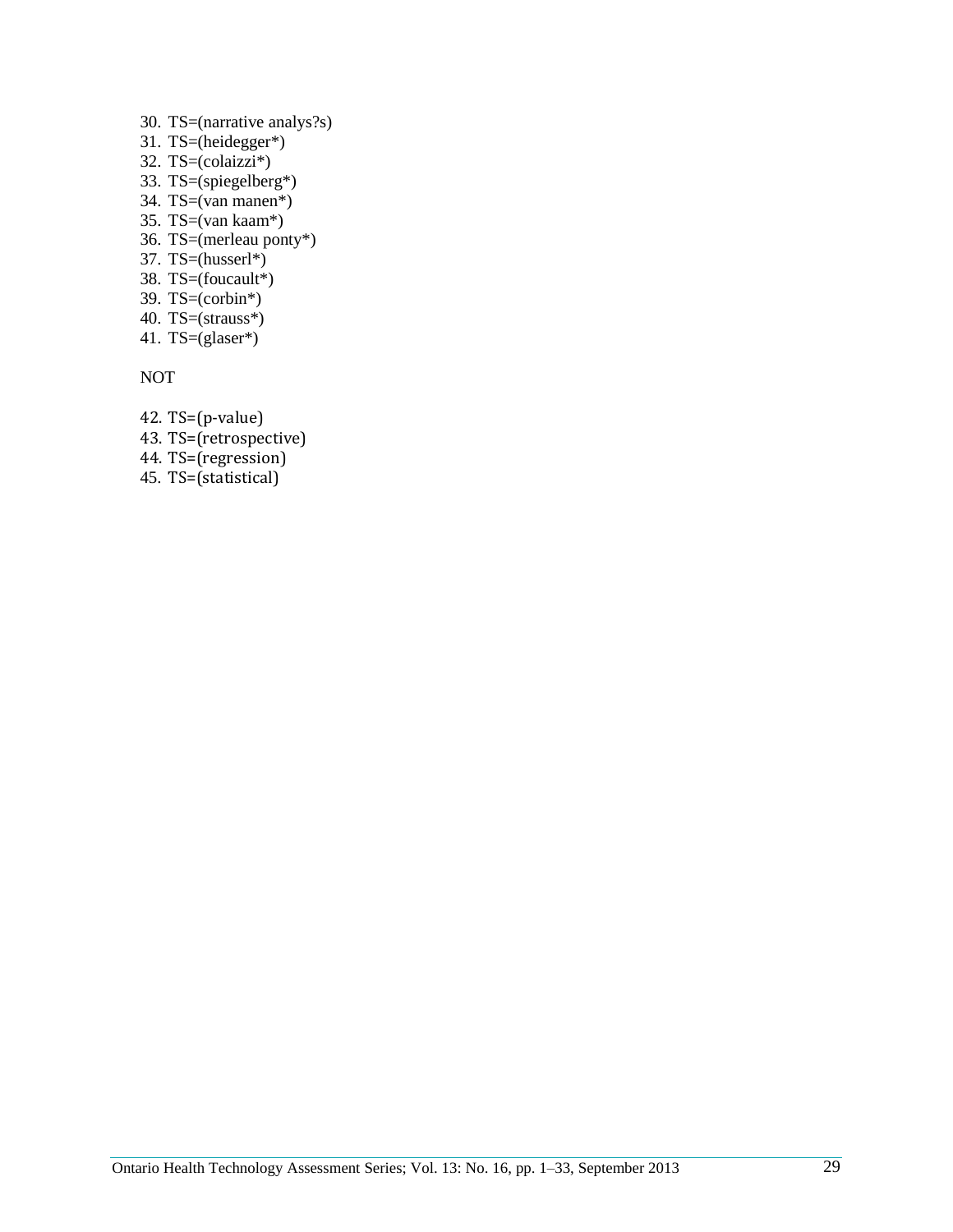30. TS=(narrative analys?s)
31. TS=(heidegger*)
32. TS=(colaizzi*)
33. TS=(spiegelberg*)
34. TS=(van manen*)
35. TS=(van kaam*)
36. TS=(merleau ponty*)
37. TS=(husserl*)
38. TS=(foucault*)
39. TS=(corbin*)
40. TS=(strauss*)
41. TS=(glaser*)

NOT

42. TS=(p-value)
43. TS=(retrospective)
44. TS=(regression)
45. TS=(statistical)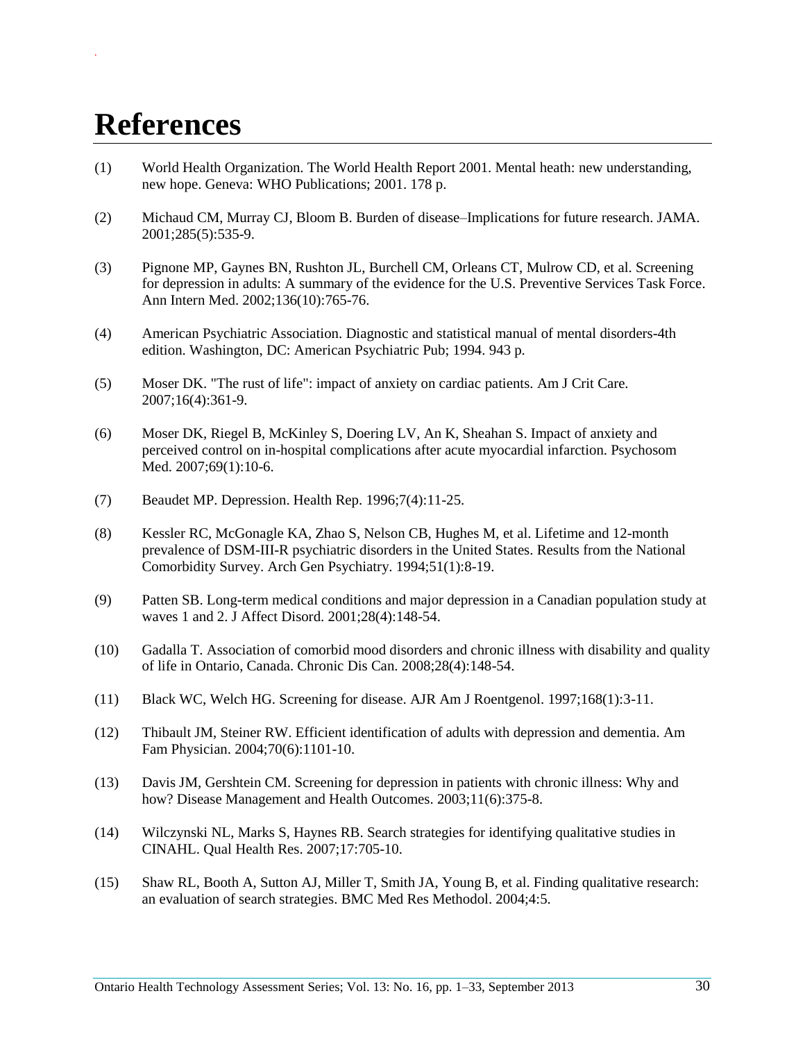# References

(1) World Health Organization. The World Health Report 2001. Mental heath: new understanding, new hope. Geneva: WHO Publications; 2001. 178 p.

(2) Michaud CM, Murray CJ, Bloom B. Burden of disease–Implications for future research. JAMA. 2001;285(5):535-9.

(3) Pignone MP, Gaynes BN, Rushton JL, Burchell CM, Orleans CT, Mulrow CD, et al. Screening for depression in adults: A summary of the evidence for the U.S. Preventive Services Task Force. Ann Intern Med. 2002;136(10):765-76.

(4) American Psychiatric Association. Diagnostic and statistical manual of mental disorders-4th edition. Washington, DC: American Psychiatric Pub; 1994. 943 p.

(5) Moser DK. "The rust of life": impact of anxiety on cardiac patients. Am J Crit Care. 2007;16(4):361-9.

(6) Moser DK, Riegel B, McKinley S, Doering LV, An K, Sheahan S. Impact of anxiety and perceived control on in-hospital complications after acute myocardial infarction. Psychosom Med. 2007;69(1):10-6.

(7) Beaudet MP. Depression. Health Rep. 1996;7(4):11-25.

(8) Kessler RC, McGonagle KA, Zhao S, Nelson CB, Hughes M, et al. Lifetime and 12-month prevalence of DSM-III-R psychiatric disorders in the United States. Results from the National Comorbidity Survey. Arch Gen Psychiatry. 1994;51(1):8-19.

(9) Patten SB. Long-term medical conditions and major depression in a Canadian population study at waves 1 and 2. J Affect Disord. 2001;28(4):148-54.

(10) Gadalla T. Association of comorbid mood disorders and chronic illness with disability and quality of life in Ontario, Canada. Chronic Dis Can. 2008;28(4):148-54.

(11) Black WC, Welch HG. Screening for disease. AJR Am J Roentgenol. 1997;168(1):3-11.

(12) Thibault JM, Steiner RW. Efficient identification of adults with depression and dementia. Am Fam Physician. 2004;70(6):1101-10.

(13) Davis JM, Gershtein CM. Screening for depression in patients with chronic illness: Why and how? Disease Management and Health Outcomes. 2003;11(6):375-8.

(14) Wilczynski NL, Marks S, Haynes RB. Search strategies for identifying qualitative studies in CINAHL. Qual Health Res. 2007;17:705-10.

(15) Shaw RL, Booth A, Sutton AJ, Miller T, Smith JA, Young B, et al. Finding qualitative research: an evaluation of search strategies. BMC Med Res Methodol. 2004;4:5.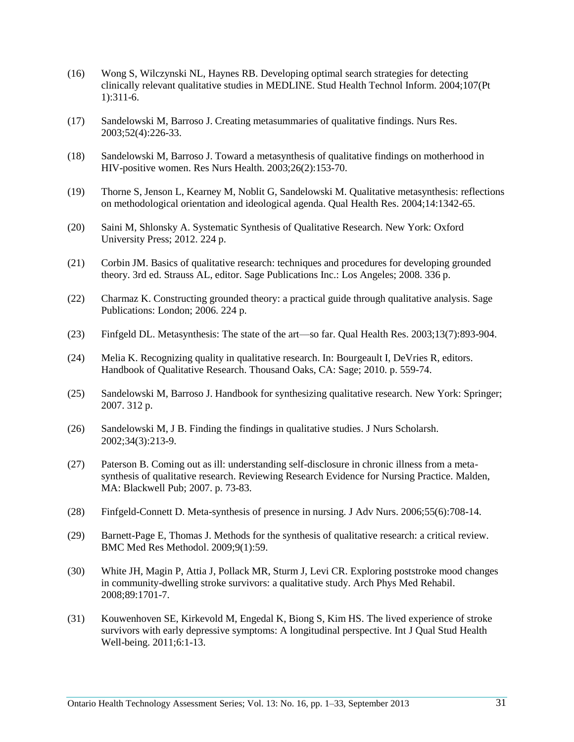(16) Wong S, Wilczynski NL, Haynes RB. Developing optimal search strategies for detecting clinically relevant qualitative studies in MEDLINE. Stud Health Technol Inform. 2004;107(Pt 1):311-6.

(17) Sandelowski M, Barroso J. Creating metasummaries of qualitative findings. Nurs Res. 2003;52(4):226-33.

(18) Sandelowski M, Barroso J. Toward a metasynthesis of qualitative findings on motherhood in HIV-positive women. Res Nurs Health. 2003;26(2):153-70.

(19) Thorne S, Jenson L, Kearney M, Noblit G, Sandelowski M. Qualitative metasynthesis: reflections on methodological orientation and ideological agenda. Qual Health Res. 2004;14:1342-65.

(20) Saini M, Shlonsky A. Systematic Synthesis of Qualitative Research. New York: Oxford University Press; 2012. 224 p.

(21) Corbin JM. Basics of qualitative research: techniques and procedures for developing grounded theory. 3rd ed. Strauss AL, editor. Sage Publications Inc.: Los Angeles; 2008. 336 p.

(22) Charmaz K. Constructing grounded theory: a practical guide through qualitative analysis. Sage Publications: London; 2006. 224 p.

(23) Finfgeld DL. Metasynthesis: The state of the art—so far. Qual Health Res. 2003;13(7):893-904.

(24) Melia K. Recognizing quality in qualitative research. In: Bourgeault I, DeVries R, editors. Handbook of Qualitative Research. Thousand Oaks, CA: Sage; 2010. p. 559-74.

(25) Sandelowski M, Barroso J. Handbook for synthesizing qualitative research. New York: Springer; 2007. 312 p.

(26) Sandelowski M, J B. Finding the findings in qualitative studies. J Nurs Scholarsh. 2002;34(3):213-9.

(27) Paterson B. Coming out as ill: understanding self-disclosure in chronic illness from a meta-synthesis of qualitative research. Reviewing Research Evidence for Nursing Practice. Malden, MA: Blackwell Pub; 2007. p. 73-83.

(28) Finfgeld-Connett D. Meta-synthesis of presence in nursing. J Adv Nurs. 2006;55(6):708-14.

(29) Barnett-Page E, Thomas J. Methods for the synthesis of qualitative research: a critical review. BMC Med Res Methodol. 2009;9(1):59.

(30) White JH, Magin P, Attia J, Pollack MR, Sturm J, Levi CR. Exploring poststroke mood changes in community-dwelling stroke survivors: a qualitative study. Arch Phys Med Rehabil. 2008;89:1701-7.

(31) Kouwenhoven SE, Kirkevold M, Engedal K, Biong S, Kim HS. The lived experience of stroke survivors with early depressive symptoms: A longitudinal perspective. Int J Qual Stud Health Well-being. 2011;6:1-13.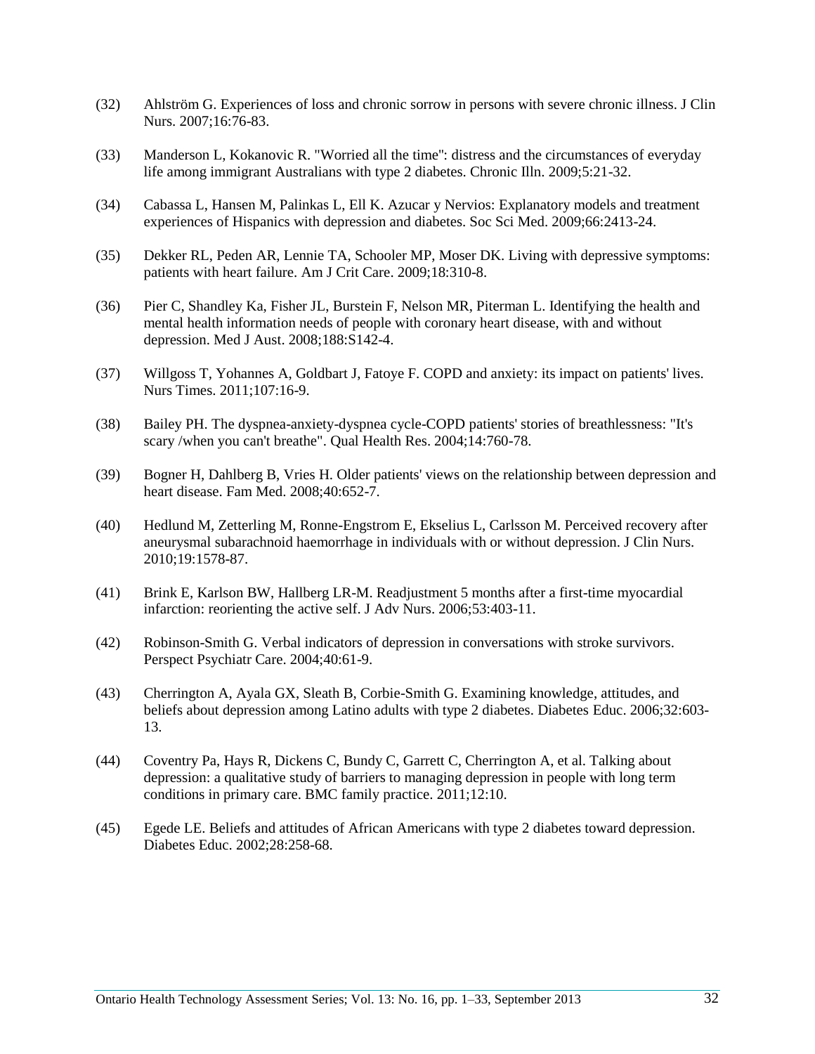(32) Ahlström G. Experiences of loss and chronic sorrow in persons with severe chronic illness. J Clin Nurs. 2007;16:76-83.

(33) Manderson L, Kokanovic R. "Worried all the time": distress and the circumstances of everyday life among immigrant Australians with type 2 diabetes. Chronic Illn. 2009;5:21-32.

(34) Cabassa L, Hansen M, Palinkas L, Ell K. Azucar y Nervios: Explanatory models and treatment experiences of Hispanics with depression and diabetes. Soc Sci Med. 2009;66:2413-24.

(35) Dekker RL, Peden AR, Lennie TA, Schooler MP, Moser DK. Living with depressive symptoms: patients with heart failure. Am J Crit Care. 2009;18:310-8.

(36) Pier C, Shandley Ka, Fisher JL, Burstein F, Nelson MR, Piterman L. Identifying the health and mental health information needs of people with coronary heart disease, with and without depression. Med J Aust. 2008;188:S142-4.

(37) Willgoss T, Yohannes A, Goldbart J, Fatoye F. COPD and anxiety: its impact on patients' lives. Nurs Times. 2011;107:16-9.

(38) Bailey PH. The dyspnea-anxiety-dyspnea cycle-COPD patients' stories of breathlessness: "It's scary /when you can't breathe". Qual Health Res. 2004;14:760-78.

(39) Bogner H, Dahlberg B, Vries H. Older patients' views on the relationship between depression and heart disease. Fam Med. 2008;40:652-7.

(40) Hedlund M, Zetterling M, Ronne-Engstrom E, Ekselius L, Carlsson M. Perceived recovery after aneurysmal subarachnoid haemorrhage in individuals with or without depression. J Clin Nurs. 2010;19:1578-87.

(41) Brink E, Karlson BW, Hallberg LR-M. Readjustment 5 months after a first-time myocardial infarction: reorienting the active self. J Adv Nurs. 2006;53:403-11.

(42) Robinson-Smith G. Verbal indicators of depression in conversations with stroke survivors. Perspect Psychiatr Care. 2004;40:61-9.

(43) Cherrington A, Ayala GX, Sleath B, Corbie-Smith G. Examining knowledge, attitudes, and beliefs about depression among Latino adults with type 2 diabetes. Diabetes Educ. 2006;32:603-13.

(44) Coventry Pa, Hays R, Dickens C, Bundy C, Garrett C, Cherrington A, et al. Talking about depression: a qualitative study of barriers to managing depression in people with long term conditions in primary care. BMC family practice. 2011;12:10.

(45) Egede LE. Beliefs and attitudes of African Americans with type 2 diabetes toward depression. Diabetes Educ. 2002;28:258-68.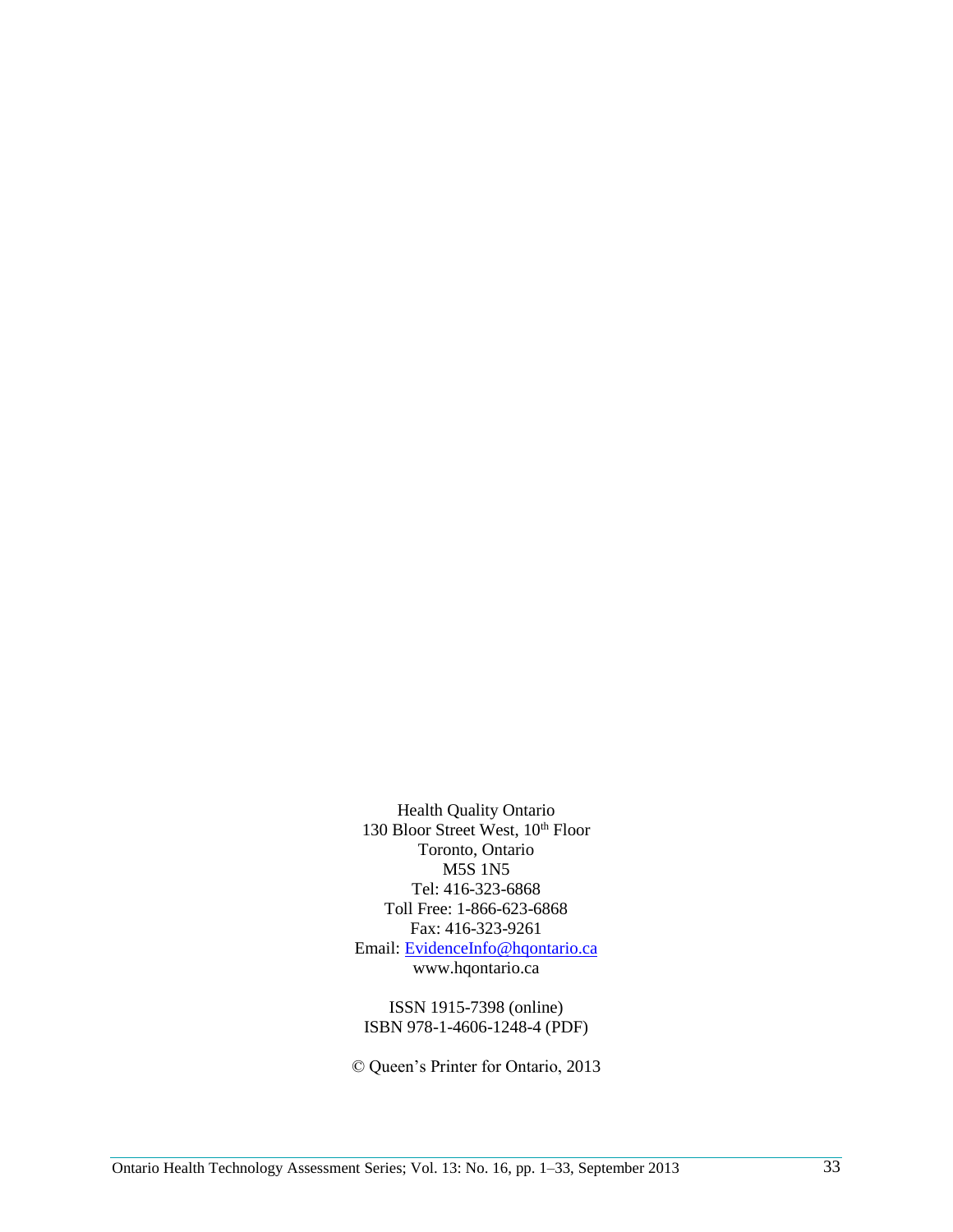Health Quality Ontario
130 Bloor Street West, 10th Floor
Toronto, Ontario
M5S 1N5
Tel: 416-323-6868
Toll Free: 1-866-623-6868
Fax: 416-323-9261
Email: EvidenceInfo@hqontario.ca
www.hqontario.ca

ISSN 1915-7398 (online)
ISBN 978-1-4606-1248-4 (PDF)

© Queen's Printer for Ontario, 2013